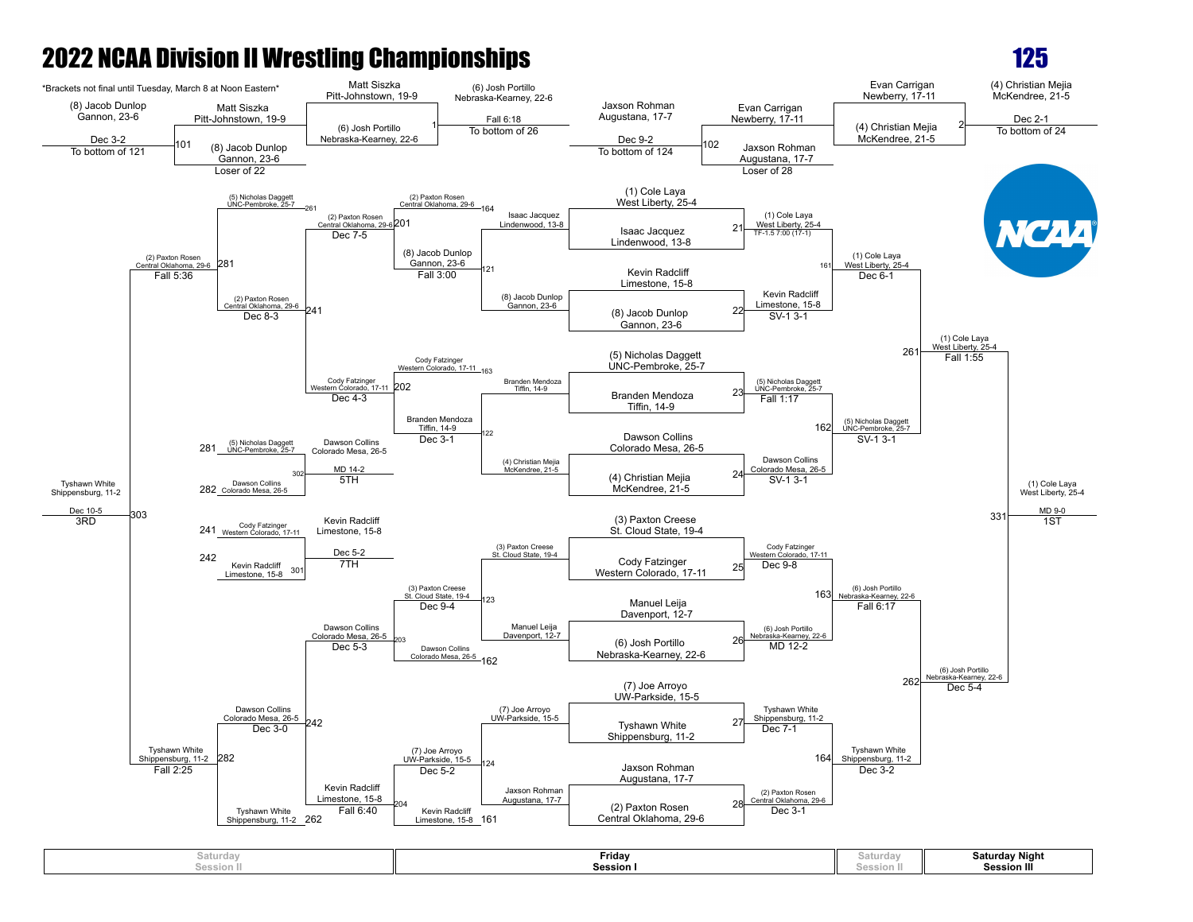# 2022 NCAA Division II Wrestling Championships

## 125

*Brackets not final until Tuesday, March 8 at Noon Eastern*

### Pigtail / Preliminary Matches

| Bout | Wrestler 1 | Wrestler 2 | Winner | Result | Advances |
|---|---|---|---|---|---|
| 101 | (8) Jacob Dunlop, Gannon, 23-6 | Matt Siszka, Pitt-Johnstown, 19-9 | (8) Jacob Dunlop, Gannon, 23-6 | Dec 3-2 | To bottom of 121 |
| 1 | Matt Siszka, Pitt-Johnstown, 19-9 | (6) Josh Portillo, Nebraska-Kearney, 22-6 | (6) Josh Portillo, Nebraska-Kearney, 22-6 | Fall 6:18 | To bottom of 26 |
| 102 | Jaxson Rohman, Augustana, 17-7 | Evan Carrigan, Newberry, 17-11 | Jaxson Rohman, Augustana, 17-7 | Dec 9-2 | To bottom of 124 |
| 2 | Evan Carrigan, Newberry, 17-11 | (4) Christian Mejia, McKendree, 21-5 | (4) Christian Mejia, McKendree, 21-5 | Dec 2-1 | To bottom of 24 |

Loser of 22 (bout 101 line); Loser of 28 (bout 102 line)

### Championship Bracket — First Round (Friday, Session I)

| Bout | Wrestler 1 | Wrestler 2 | Winner | Result |
|---|---|---|---|---|
| 21 | (1) Cole Laya, West Liberty, 25-4 | Isaac Jacquez, Lindenwood, 13-8 | (1) Cole Laya, West Liberty, 25-4 | TF-1.5 7:00 (17-1) |
| 22 | Kevin Radcliff, Limestone, 15-8 | (8) Jacob Dunlop, Gannon, 23-6 | Kevin Radcliff, Limestone, 15-8 | SV-1 3-1 |
| 23 | (5) Nicholas Daggett, UNC-Pembroke, 25-7 | Branden Mendoza, Tiffin, 14-9 | (5) Nicholas Daggett, UNC-Pembroke, 25-7 | Fall 1:17 |
| 24 | Dawson Collins, Colorado Mesa, 26-5 | (4) Christian Mejia, McKendree, 21-5 | Dawson Collins, Colorado Mesa, 26-5 | SV-1 3-1 |
| 25 | (3) Paxton Creese, St. Cloud State, 19-4 | Cody Fatzinger, Western Colorado, 17-11 | Cody Fatzinger, Western Colorado, 17-11 | Dec 9-8 |
| 26 | Manuel Leija, Davenport, 12-7 | (6) Josh Portillo, Nebraska-Kearney, 22-6 | (6) Josh Portillo, Nebraska-Kearney, 22-6 | MD 12-2 |
| 27 | (7) Joe Arroyo, UW-Parkside, 15-5 | Tyshawn White, Shippensburg, 11-2 | Tyshawn White, Shippensburg, 11-2 | Dec 7-1 |
| 28 | Jaxson Rohman, Augustana, 17-7 | (2) Paxton Rosen, Central Oklahoma, 29-6 | (2) Paxton Rosen, Central Oklahoma, 29-6 | Dec 3-1 |

### Championship Bracket — Semifinals (Saturday, Session II)

| Bout | Wrestler 1 | Wrestler 2 | Winner | Result |
|---|---|---|---|---|
| 161 | (1) Cole Laya, West Liberty, 25-4 | Kevin Radcliff, Limestone, 15-8 | (1) Cole Laya, West Liberty, 25-4 | Dec 6-1 |
| 162 | (5) Nicholas Daggett, UNC-Pembroke, 25-7 | Dawson Collins, Colorado Mesa, 26-5 | (5) Nicholas Daggett, UNC-Pembroke, 25-7 | SV-1 3-1 |
| 163 | Cody Fatzinger, Western Colorado, 17-11 | (6) Josh Portillo, Nebraska-Kearney, 22-6 | (6) Josh Portillo, Nebraska-Kearney, 22-6 | Fall 6:17 |
| 164 | Tyshawn White, Shippensburg, 11-2 | (2) Paxton Rosen, Central Oklahoma, 29-6 | Tyshawn White, Shippensburg, 11-2 | Dec 3-2 |

| Bout | Wrestler 1 | Wrestler 2 | Winner | Result |
|---|---|---|---|---|
| 261 | (1) Cole Laya, West Liberty, 25-4 | (5) Nicholas Daggett, UNC-Pembroke, 25-7 | (1) Cole Laya, West Liberty, 25-4 | Fall 1:55 |
| 262 | (6) Josh Portillo, Nebraska-Kearney, 22-6 | Tyshawn White, Shippensburg, 11-2 | (6) Josh Portillo, Nebraska-Kearney, 22-6 | Dec 5-4 |

### Championship Final (Saturday Night, Session III)

| Bout | Wrestler 1 | Wrestler 2 | Winner | Result |
|---|---|---|---|---|
| 331 | (1) Cole Laya, West Liberty, 25-4 | (6) Josh Portillo, Nebraska-Kearney, 22-6 | (1) Cole Laya, West Liberty, 25-4 | MD 9-0, 1ST |

### Consolation Bracket (Friday, Session I)

| Bout | Wrestler 1 | Wrestler 2 | Winner | Result |
|---|---|---|---|---|
| 121 | Isaac Jacquez, Lindenwood, 13-8 | (8) Jacob Dunlop, Gannon, 23-6 | (8) Jacob Dunlop, Gannon, 23-6 | Fall 3:00 |
| 122 | Branden Mendoza, Tiffin, 14-9 | (4) Christian Mejia, McKendree, 21-5 | Branden Mendoza, Tiffin, 14-9 | Dec 3-1 |
| 123 | (3) Paxton Creese, St. Cloud State, 19-4 | Manuel Leija, Davenport, 12-7 | (3) Paxton Creese, St. Cloud State, 19-4 | Dec 9-4 |
| 124 | (7) Joe Arroyo, UW-Parkside, 15-5 | Jaxson Rohman, Augustana, 17-7 | (7) Joe Arroyo, UW-Parkside, 15-5 | Dec 5-2 |

| Bout | Wrestler 1 | Wrestler 2 | Winner | Result |
|---|---|---|---|---|
| 201 | (2) Paxton Rosen, Central Oklahoma, 29-6 (loser of 164) | (8) Jacob Dunlop, Gannon, 23-6 | (2) Paxton Rosen, Central Oklahoma, 29-6 | Dec 7-5 |
| 202 | Cody Fatzinger, Western Colorado, 17-11 (loser of 163) | Branden Mendoza, Tiffin, 14-9 | Cody Fatzinger, Western Colorado, 17-11 | Dec 4-3 |
| 203 | (3) Paxton Creese, St. Cloud State, 19-4 | Dawson Collins, Colorado Mesa, 26-5 (loser of 162) | Dawson Collins, Colorado Mesa, 26-5 | Dec 5-3 |
| 204 | (7) Joe Arroyo, UW-Parkside, 15-5 | Kevin Radcliff, Limestone, 15-8 (loser of 161) | Kevin Radcliff, Limestone, 15-8 | Fall 6:40 |

### Consolation Bracket (Saturday, Session II)

| Bout | Wrestler 1 | Wrestler 2 | Winner | Result |
|---|---|---|---|---|
| 241 | (2) Paxton Rosen, Central Oklahoma, 29-6 | Cody Fatzinger, Western Colorado, 17-11 | (2) Paxton Rosen, Central Oklahoma, 29-6 | Dec 8-3 |
| 242 | Dawson Collins, Colorado Mesa, 26-5 | Kevin Radcliff, Limestone, 15-8 | Dawson Collins, Colorado Mesa, 26-5 | Dec 3-0 |
| 261 (loser) | (5) Nicholas Daggett, UNC-Pembroke, 25-7 | | | |
| 262 (loser) | Tyshawn White, Shippensburg, 11-2 | | | |
| 281 | (5) Nicholas Daggett, UNC-Pembroke, 25-7 | (2) Paxton Rosen, Central Oklahoma, 29-6 | (2) Paxton Rosen, Central Oklahoma, 29-6 | Fall 5:36 |
| 282 | Dawson Collins, Colorado Mesa, 26-5 | Tyshawn White, Shippensburg, 11-2 | Tyshawn White, Shippensburg, 11-2 | Fall 2:25 |

### Placement Matches

| Bout | Place | Wrestler 1 | Wrestler 2 | Winner | Result |
|---|---|---|---|---|---|
| 303 | 3RD | (2) Paxton Rosen, Central Oklahoma, 29-6 | Tyshawn White, Shippensburg, 11-2 | Tyshawn White, Shippensburg, 11-2 | Dec 10-5 |
| 302 | 5TH | (5) Nicholas Daggett, UNC-Pembroke, 25-7 | Dawson Collins, Colorado Mesa, 26-5 | Dawson Collins, Colorado Mesa, 26-5 | MD 14-2 |
| 301 | 7TH | Cody Fatzinger, Western Colorado, 17-11 | Kevin Radcliff, Limestone, 15-8 | Kevin Radcliff, Limestone, 15-8 | Dec 5-2 |

| Saturday Session II | Friday Session I | Saturday Session II | Saturday Night Session III |
|---|---|---|---|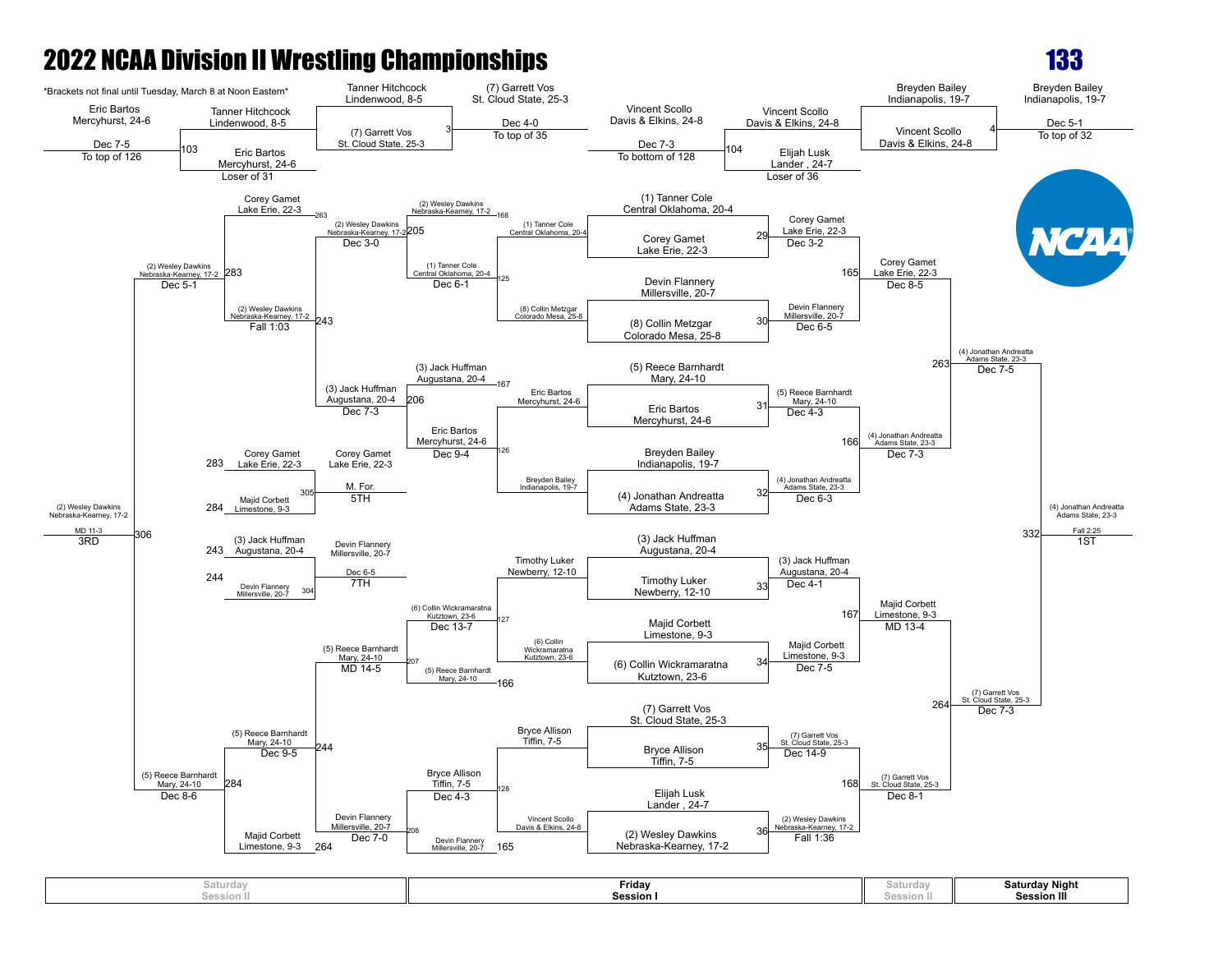# 2022 NCAA Division II Wrestling Championships

## 133

*Brackets not final until Tuesday, March 8 at Noon Eastern*

### Championship Bracket (Friday Session I / Saturday Session II / Saturday Night Session III)

**First Round**

| Bout | Wrestler | Wrestler | Winner / Result |
|---|---|---|---|
| 29 | (1) Tanner Cole, Central Oklahoma, 20-4 | Corey Gamet, Lake Erie, 22-3 | Corey Gamet, Lake Erie, 22-3 — Dec 3-2 |
| 30 | Devin Flannery, Millersville, 20-7 | (8) Collin Metzgar, Colorado Mesa, 25-8 | Devin Flannery, Millersville, 20-7 — Dec 6-5 |
| 31 | (5) Reece Barnhardt, Mary, 24-10 | Eric Bartos, Mercyhurst, 24-6 | (5) Reece Barnhardt, Mary, 24-10 — Dec 4-3 |
| 32 | Breyden Bailey, Indianapolis, 19-7 | (4) Jonathan Andreatta, Adams State, 23-3 | (4) Jonathan Andreatta, Adams State, 23-3 — Dec 6-3 |
| 33 | (3) Jack Huffman, Augustana, 20-4 | Timothy Luker, Newberry, 12-10 | (3) Jack Huffman, Augustana, 20-4 — Dec 4-1 |
| 34 | Majid Corbett, Limestone, 9-3 | (6) Collin Wickramaratna, Kutztown, 23-6 | Majid Corbett, Limestone, 9-3 — Dec 7-5 |
| 35 | (7) Garrett Vos, St. Cloud State, 25-3 | Bryce Allison, Tiffin, 7-5 | (7) Garrett Vos, St. Cloud State, 25-3 — Dec 14-9 |
| 36 | Elijah Lusk, Lander, 24-7 | (2) Wesley Dawkins, Nebraska-Kearney, 17-2 | (2) Wesley Dawkins, Nebraska-Kearney, 17-2 — Fall 1:36 |

**Quarterfinals**

| Bout | Winner / Result |
|---|---|
| 165 | Corey Gamet, Lake Erie, 22-3 — Dec 8-5 |
| 166 | (4) Jonathan Andreatta, Adams State, 23-3 — Dec 7-3 |
| 167 | Majid Corbett, Limestone, 9-3 — MD 13-4 |
| 168 | (7) Garrett Vos, St. Cloud State, 25-3 — Dec 8-1 |

**Semifinals**

| Bout | Winner / Result |
|---|---|
| 263 | (4) Jonathan Andreatta, Adams State, 23-3 — Dec 7-5 |
| 264 | (7) Garrett Vos, St. Cloud State, 25-3 — Dec 7-3 |

**Championship (Bout 332)**

(4) Jonathan Andreatta, Adams State, 23-3 — Fall 2:25 — **1ST**

### Wrestleback Bracket

**Pigtails / Early Rounds**

| Bout | Wrestler | Wrestler | Winner / Result |
|---|---|---|---|
| 103 | Eric Bartos, Mercyhurst, 24-6 (Dec 7-5, To top of 126) | Tanner Hitchcock, Lindenwood, 8-5 | Tanner Hitchcock, Lindenwood, 8-5 — Eric Bartos, Mercyhurst, 24-6, Loser of 31 |
| 3 | Tanner Hitchcock, Lindenwood, 8-5 | (7) Garrett Vos, St. Cloud State, 25-3 | (7) Garrett Vos, St. Cloud State, 25-3 — Dec 4-0, To top of 35 |
| 104 | Vincent Scollo, Davis & Elkins, 24-8 (Dec 7-3, To bottom of 128) | Elijah Lusk, Lander, 24-7, Loser of 36 | Vincent Scollo, Davis & Elkins, 24-8 |
| 4 | Breyden Bailey, Indianapolis, 19-7 | Vincent Scollo, Davis & Elkins, 24-8 | Breyden Bailey, Indianapolis, 19-7 — Dec 5-1, To top of 32 |

**Consolation Round 1**

| Bout | Wrestler | Wrestler | Winner / Result |
|---|---|---|---|
| 125 | (1) Tanner Cole, Central Oklahoma, 20-4 | (8) Collin Metzgar, Colorado Mesa, 25-8 | (1) Tanner Cole, Central Oklahoma, 20-4 — Dec 6-1 |
| 126 | Eric Bartos, Mercyhurst, 24-6 | Breyden Bailey, Indianapolis, 19-7 | Eric Bartos, Mercyhurst, 24-6 — Dec 9-4 |
| 127 | Timothy Luker, Newberry, 12-10 | (6) Collin Wickramaratna, Kutztown, 23-6 | (6) Collin Wickramaratna, Kutztown, 23-6 — Dec 13-7 |
| 128 | Bryce Allison, Tiffin, 7-5 | Vincent Scollo, Davis & Elkins, 24-8 | Bryce Allison, Tiffin, 7-5 — Dec 4-3 |

**Consolation Round 2**

| Bout | Wrestler | Wrestler | Winner / Result |
|---|---|---|---|
| 205 | (2) Wesley Dawkins, Nebraska-Kearney, 17-2 (168) | (1) Tanner Cole, Central Oklahoma, 20-4 | (2) Wesley Dawkins, Nebraska-Kearney, 17-2 — Dec 3-0 |
| 206 | (3) Jack Huffman, Augustana, 20-4 (167) | Eric Bartos, Mercyhurst, 24-6 | (3) Jack Huffman, Augustana, 20-4 — Dec 7-3 |
| 207 | (6) Collin Wickramaratna, Kutztown, 23-6 | (5) Reece Barnhardt, Mary, 24-10 (166) | (5) Reece Barnhardt, Mary, 24-10 — MD 14-5 |
| 208 | Bryce Allison, Tiffin, 7-5 | Devin Flannery, Millersville, 20-7 (165) | Devin Flannery, Millersville, 20-7 — Dec 7-0 |

**Consolation Quarterfinals**

| Bout | Wrestler | Wrestler | Winner / Result |
|---|---|---|---|
| 243 | Corey Gamet, Lake Erie, 22-3 (263) | (2) Wesley Dawkins, Nebraska-Kearney, 17-2 | (2) Wesley Dawkins, Nebraska-Kearney, 17-2 — Fall 1:03 |
| 244 | (5) Reece Barnhardt, Mary, 24-10 | Majid Corbett, Limestone, 9-3 (264) | (5) Reece Barnhardt, Mary, 24-10 — Dec 9-5 |

**Consolation Semifinals**

| Bout | Winner / Result |
|---|---|
| 283 | (2) Wesley Dawkins, Nebraska-Kearney, 17-2 — Dec 5-1 |
| 284 | (5) Reece Barnhardt, Mary, 24-10 — Dec 8-6 |

**Third Place (Bout 306)**

(2) Wesley Dawkins, Nebraska-Kearney, 17-2 — MD 11-3 — **3RD**

**Fifth Place (Bout 305)**

| Wrestler | Wrestler | Winner / Result |
|---|---|---|
| 283 Corey Gamet, Lake Erie, 22-3 | 284 Majid Corbett, Limestone, 9-3 | Corey Gamet, Lake Erie, 22-3 — M. For. — **5TH** |

**Seventh Place (Bout 304)**

| Wrestler | Wrestler | Winner / Result |
|---|---|---|
| 243 (3) Jack Huffman, Augustana, 20-4 | 244 Devin Flannery, Millersville, 20-7 | Devin Flannery, Millersville, 20-7 — Dec 6-5 — **7TH** |

| Saturday Session II | Friday Session I | Saturday Session II | Saturday Night Session III |
|---|---|---|---|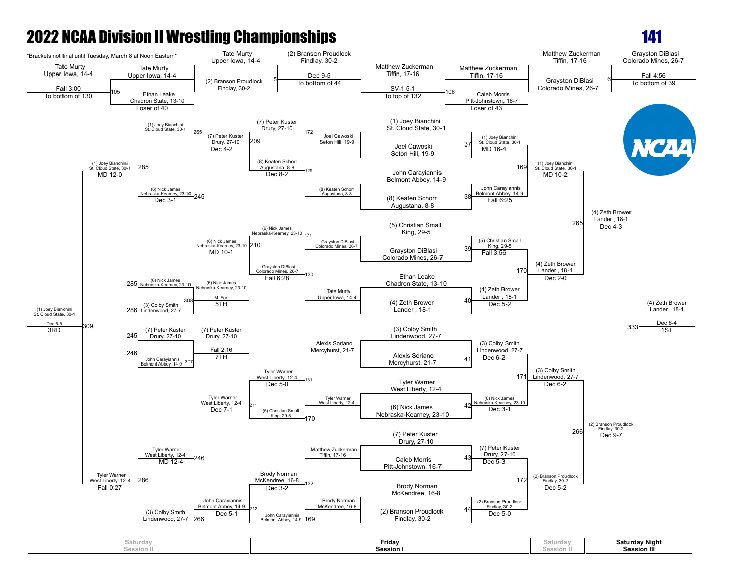# 2022 NCAA Division II Wrestling Championships

## 141

*Brackets not final until Tuesday, March 8 at Noon Eastern*

### Pigtail / Preliminary Matches

- Tate Murty, Upper Iowa, 14-4 — Fall 3:00 — To bottom of 130
- Match 105: Tate Murty, Upper Iowa, 14-4 vs. Ethan Leake, Chadron State, 13-10 (Loser of 40)
- Match 5: Tate Murty, Upper Iowa, 14-4 vs. (2) Branson Proudlock, Findlay, 30-2 — (2) Branson Proudlock, Findlay, 30-2 — Dec 9-5 — To bottom of 44
- Matthew Zuckerman, Tiffin, 17-16 — SV-1 5-1 — To top of 132
- Match 106: Matthew Zuckerman, Tiffin, 17-16 vs. Caleb Morris, Pitt-Johnstown, 16-7 (Loser of 43)
- Match 6: Matthew Zuckerman, Tiffin, 17-16 vs. Grayston DiBlasi, Colorado Mines, 26-7 — Grayston DiBlasi, Colorado Mines, 26-7 — Fall 4:56 — To bottom of 39

### Championship Bracket (Friday Session I / Saturday Session II / Saturday Night Session III)

| Match | Wrestler 1 | Wrestler 2 | Winner | Result |
|---|---|---|---|---|
| 37 | (1) Joey Bianchini, St. Cloud State, 30-1 | Joel Cawoski, Seton Hill, 19-9 | (1) Joey Bianchini, St. Cloud State, 30-1 | MD 16-4 |
| 38 | John Carayiannis, Belmont Abbey, 14-9 | (8) Keaten Schorr, Augustana, 8-8 | John Carayiannis, Belmont Abbey, 14-9 | Fall 6:25 |
| 39 | (5) Christian Small, King, 29-5 | Grayston DiBlasi, Colorado Mines, 26-7 | (5) Christian Small, King, 29-5 | Fall 3:56 |
| 40 | Ethan Leake, Chadron State, 13-10 | (4) Zeth Brower, Lander, 18-1 | (4) Zeth Brower, Lander, 18-1 | Dec 5-2 |
| 41 | (3) Colby Smith, Lindenwood, 27-7 | Alexis Soriano, Mercyhurst, 21-7 | (3) Colby Smith, Lindenwood, 27-7 | Dec 6-2 |
| 42 | Tyler Warner, West Liberty, 12-4 | (6) Nick James, Nebraska-Kearney, 23-10 | (6) Nick James, Nebraska-Kearney, 23-10 | Dec 3-1 |
| 43 | (7) Peter Kuster, Drury, 27-10 | Caleb Morris, Pitt-Johnstown, 16-7 | (7) Peter Kuster, Drury, 27-10 | Dec 5-3 |
| 44 | Brody Norman, McKendree, 16-8 | (2) Branson Proudlock, Findlay, 30-2 | (2) Branson Proudlock, Findlay, 30-2 | Dec 5-0 |
| 169 | (1) Joey Bianchini, St. Cloud State, 30-1 | John Carayiannis, Belmont Abbey, 14-9 | (1) Joey Bianchini, St. Cloud State, 30-1 | MD 10-2 |
| 170 | (5) Christian Small, King, 29-5 | (4) Zeth Brower, Lander, 18-1 | (4) Zeth Brower, Lander, 18-1 | Dec 2-0 |
| 171 | (3) Colby Smith, Lindenwood, 27-7 | (6) Nick James, Nebraska-Kearney, 23-10 | (3) Colby Smith, Lindenwood, 27-7 | Dec 6-2 |
| 172 | (7) Peter Kuster, Drury, 27-10 | (2) Branson Proudlock, Findlay, 30-2 | (2) Branson Proudlock, Findlay, 30-2 | Dec 5-2 |
| 265 | (1) Joey Bianchini, St. Cloud State, 30-1 | (4) Zeth Brower, Lander, 18-1 | (4) Zeth Brower, Lander, 18-1 | Dec 4-3 |
| 266 | (3) Colby Smith, Lindenwood, 27-7 | (2) Branson Proudlock, Findlay, 30-2 | (2) Branson Proudlock, Findlay, 30-2 | Dec 9-7 |
| 333 | (4) Zeth Brower, Lander, 18-1 | (2) Branson Proudlock, Findlay, 30-2 | (4) Zeth Brower, Lander, 18-1 | Dec 6-4 — 1ST |

### Consolation Bracket

| Match | Wrestler 1 | Wrestler 2 | Winner | Result |
|---|---|---|---|---|
| 129 | (8) Keaten Schorr, Augustana, 8-8 | Joel Cawoski, Seton Hill, 19-9 | (8) Keaten Schorr, Augustana, 8-8 | Dec 8-2 |
| 130 | Grayston DiBlasi, Colorado Mines, 26-7 | Tate Murty, Upper Iowa, 14-4 | Grayston DiBlasi, Colorado Mines, 26-7 | Fall 6:28 |
| 131 | Alexis Soriano, Mercyhurst, 21-7 | Tyler Warner, West Liberty, 12-4 | Tyler Warner, West Liberty, 12-4 | Dec 5-0 |
| 132 | Matthew Zuckerman, Tiffin, 17-16 | Brody Norman, McKendree, 16-8 | Brody Norman, McKendree, 16-8 | Dec 3-2 |
| 209 | (7) Peter Kuster, Drury, 27-10 | (8) Keaten Schorr, Augustana, 8-8 | (7) Peter Kuster, Drury, 27-10 | Dec 4-2 |
| 210 | (6) Nick James, Nebraska-Kearney, 23-10 | Grayston DiBlasi, Colorado Mines, 26-7 | (6) Nick James, Nebraska-Kearney, 23-10 | MD 10-1 |
| 211 | Tyler Warner, West Liberty, 12-4 | (5) Christian Small, King, 29-5 | Tyler Warner, West Liberty, 12-4 | Dec 7-1 |
| 212 | Brody Norman, McKendree, 16-8 | John Carayiannis, Belmont Abbey, 14-9 | John Carayiannis, Belmont Abbey, 14-9 | Dec 5-1 |
| 245 | (1) Joey Bianchini, St. Cloud State, 30-1 | (7) Peter Kuster, Drury, 27-10 | (6) Nick James, Nebraska-Kearney, 23-10 | Dec 3-1 |
| 246 | Tyler Warner, West Liberty, 12-4 | John Carayiannis, Belmont Abbey, 14-9 | Tyler Warner, West Liberty, 12-4 | MD 12-4 |
| 285 | (1) Joey Bianchini, St. Cloud State, 30-1 | (6) Nick James, Nebraska-Kearney, 23-10 | (1) Joey Bianchini, St. Cloud State, 30-1 | MD 12-0 |
| 286 | Tyler Warner, West Liberty, 12-4 | (3) Colby Smith, Lindenwood, 27-7 | Tyler Warner, West Liberty, 12-4 | Fall 0:27 |
| 309 | (1) Joey Bianchini, St. Cloud State, 30-1 | Tyler Warner, West Liberty, 12-4 | (1) Joey Bianchini, St. Cloud State, 30-1 | Dec 6-5 — 3RD |

### Placement Matches

| Match | Wrestler 1 | Wrestler 2 | Winner | Result |
|---|---|---|---|---|
| 308 | (6) Nick James, Nebraska-Kearney, 23-10 | (3) Colby Smith, Lindenwood, 27-7 | (6) Nick James, Nebraska-Kearney, 23-10 | M. For. — 5TH |
| 307 | (7) Peter Kuster, Drury, 27-10 | John Carayiannis, Belmont Abbey, 14-9 | (7) Peter Kuster, Drury, 27-10 | Fall 2:16 — 7TH |

| Saturday Session II | Friday Session I | Saturday Session II | Saturday Night Session III |
|---|---|---|---|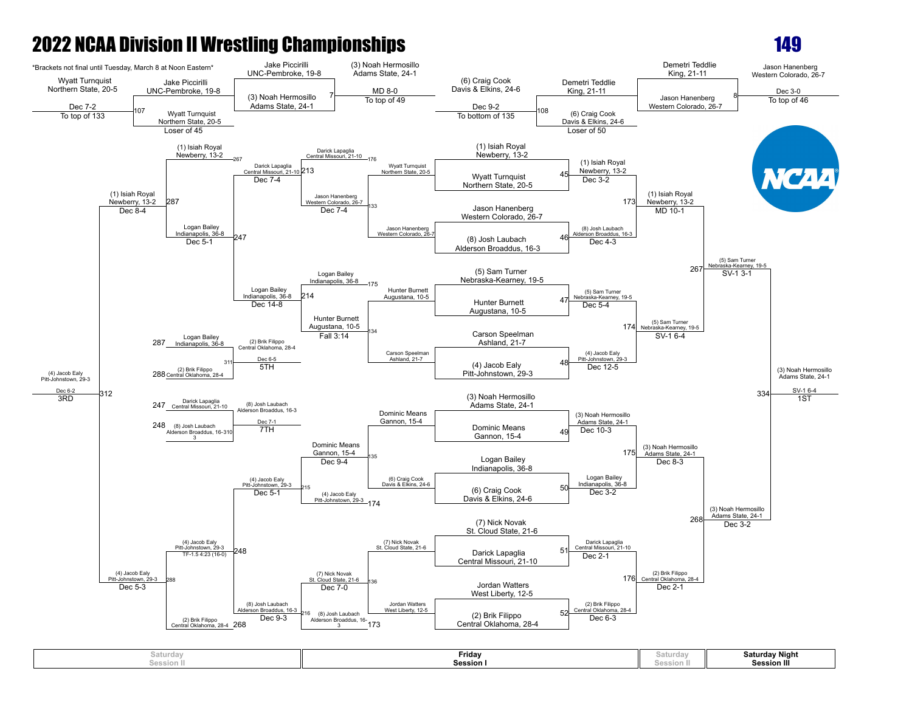# 2022 NCAA Division II Wrestling Championships

## 149

*Brackets not final until Tuesday, March 8 at Noon Eastern*

### Pigtail / Early Bouts

- Bout 107: Wyatt Turnquist, Northern State, 20-5 vs Jake Piccirilli, UNC-Pembroke, 19-8 — Wyatt Turnquist, Northern State, 20-5, Dec 7-2 (To top of 133); Jake Piccirilli: Loser of 45
- Bout 7: Jake Piccirilli, UNC-Pembroke, 19-8 vs (3) Noah Hermosillo, Adams State, 24-1 — (3) Noah Hermosillo, Adams State, 24-1, MD 8-0 (To top of 49)
- Bout 108: (6) Craig Cook, Davis & Elkins, 24-6 vs Demetri Teddlie, King, 21-11 — (6) Craig Cook, Davis & Elkins, 24-6, Dec 9-2 (To bottom of 135); Craig Cook: Loser of 50
- Bout 8: Demetri Teddlie, King, 21-11 vs Jason Hanenberg, Western Colorado, 26-7 — Jason Hanenberg, Western Colorado, 26-7, Dec 3-0 (To top of 46)

### Championship Bracket (Friday Session I / Saturday Session II)

| Bout | Wrestler 1 | Wrestler 2 | Winner | Result |
|---|---|---|---|---|
| 45 | (1) Isiah Royal, Newberry, 13-2 | Wyatt Turnquist, Northern State, 20-5 | (1) Isiah Royal, Newberry, 13-2 | Dec 3-2 |
| 46 | Jason Hanenberg, Western Colorado, 26-7 | (8) Josh Laubach, Alderson Broaddus, 16-3 | (8) Josh Laubach, Alderson Broaddus, 16-3 | Dec 4-3 |
| 47 | (5) Sam Turner, Nebraska-Kearney, 19-5 | Hunter Burnett, Augustana, 10-5 | (5) Sam Turner, Nebraska-Kearney, 19-5 | Dec 5-4 |
| 48 | Carson Speelman, Ashland, 21-7 | (4) Jacob Ealy, Pitt-Johnstown, 29-3 | (4) Jacob Ealy, Pitt-Johnstown, 29-3 | Dec 12-5 |
| 49 | (3) Noah Hermosillo, Adams State, 24-1 | Dominic Means, Gannon, 15-4 | (3) Noah Hermosillo, Adams State, 24-1 | Dec 10-3 |
| 50 | Logan Bailey, Indianapolis, 36-8 | (6) Craig Cook, Davis & Elkins, 24-6 | Logan Bailey, Indianapolis, 36-8 | Dec 3-2 |
| 51 | (7) Nick Novak, St. Cloud State, 21-6 | Darick Lapaglia, Central Missouri, 21-10 | Darick Lapaglia, Central Missouri, 21-10 | Dec 2-1 |
| 52 | Jordan Watters, West Liberty, 12-5 | (2) Brik Filippo, Central Oklahoma, 28-4 | (2) Brik Filippo, Central Oklahoma, 28-4 | Dec 6-3 |
| 173 | (1) Isiah Royal, Newberry, 13-2 | (8) Josh Laubach, Alderson Broaddus, 16-3 | (1) Isiah Royal, Newberry, 13-2 | MD 10-1 |
| 174 | (5) Sam Turner, Nebraska-Kearney, 19-5 | (4) Jacob Ealy, Pitt-Johnstown, 29-3 | (5) Sam Turner, Nebraska-Kearney, 19-5 | SV-1 6-4 |
| 175 | (3) Noah Hermosillo, Adams State, 24-1 | Logan Bailey, Indianapolis, 36-8 | (3) Noah Hermosillo, Adams State, 24-1 | Dec 8-3 |
| 176 | Darick Lapaglia, Central Missouri, 21-10 | (2) Brik Filippo, Central Oklahoma, 28-4 | (2) Brik Filippo, Central Oklahoma, 28-4 | Dec 2-1 |
| 267 | (1) Isiah Royal, Newberry, 13-2 | (5) Sam Turner, Nebraska-Kearney, 19-5 | (5) Sam Turner, Nebraska-Kearney, 19-5 | SV-1 3-1 |
| 268 | (3) Noah Hermosillo, Adams State, 24-1 | (2) Brik Filippo, Central Oklahoma, 28-4 | (3) Noah Hermosillo, Adams State, 24-1 | Dec 3-2 |

### Final (Saturday Night Session III)

| Bout | Wrestler 1 | Wrestler 2 | Winner | Result |
|---|---|---|---|---|
| 334 | (5) Sam Turner, Nebraska-Kearney, 19-5 | (3) Noah Hermosillo, Adams State, 24-1 | (3) Noah Hermosillo, Adams State, 24-1 — 1ST | SV-1 6-4 |

### Consolation Bracket (Friday Session I / Saturday Session II)

| Bout | Wrestler 1 | Wrestler 2 | Winner | Result |
|---|---|---|---|---|
| 133 | Wyatt Turnquist, Northern State, 20-5 | Jason Hanenberg, Western Colorado, 26-7 | Jason Hanenberg, Western Colorado, 26-7 | Dec 7-4 |
| 134 | Hunter Burnett, Augustana, 10-5 | Carson Speelman, Ashland, 21-7 | Hunter Burnett, Augustana, 10-5 | Fall 3:14 |
| 135 | Dominic Means, Gannon, 15-4 | (6) Craig Cook, Davis & Elkins, 24-6 | Dominic Means, Gannon, 15-4 | Dec 9-4 |
| 136 | (7) Nick Novak, St. Cloud State, 21-6 | Jordan Watters, West Liberty, 12-5 | (7) Nick Novak, St. Cloud State, 21-6 | Dec 7-0 |
| 176 | Darick Lapaglia, Central Missouri, 21-10 | Jason Hanenberg, Western Colorado, 26-7 | Darick Lapaglia, Central Missouri, 21-10 | Dec 7-4 |
| 175 | Logan Bailey, Indianapolis, 36-8 | Hunter Burnett, Augustana, 10-5 | Logan Bailey, Indianapolis, 36-8 | Dec 14-8 |
| 174 | Dominic Means, Gannon, 15-4 | (4) Jacob Ealy, Pitt-Johnstown, 29-3 | (4) Jacob Ealy, Pitt-Johnstown, 29-3 | Dec 5-1 |
| 173 | (7) Nick Novak, St. Cloud State, 21-6 | (8) Josh Laubach, Alderson Broaddus, 16-3 | (8) Josh Laubach, Alderson Broaddus, 16-3 | Dec 9-3 |
| 213 / 214 | Darick Lapaglia, Central Missouri, 21-10 | Logan Bailey, Indianapolis, 36-8 | Logan Bailey, Indianapolis, 36-8 | Dec 5-1 |
| 215 / 216 | (4) Jacob Ealy, Pitt-Johnstown, 29-3 | (8) Josh Laubach, Alderson Broaddus, 16-3 | (4) Jacob Ealy, Pitt-Johnstown, 29-3 | TF-1.5 4:23 (16-0) |
| 267 / 247 | (1) Isiah Royal, Newberry, 13-2 | Logan Bailey, Indianapolis, 36-8 | (1) Isiah Royal, Newberry, 13-2 | Dec 8-4 |
| 248 / 268 | (4) Jacob Ealy, Pitt-Johnstown, 29-3 | (2) Brik Filippo, Central Oklahoma, 28-4 | (4) Jacob Ealy, Pitt-Johnstown, 29-3 | Dec 5-3 |

### Placement Matches

| Bout | Wrestler 1 | Wrestler 2 | Winner | Result | Place |
|---|---|---|---|---|---|
| 312 | (1) Isiah Royal, Newberry, 13-2 (287) | (4) Jacob Ealy, Pitt-Johnstown, 29-3 (288) | (4) Jacob Ealy, Pitt-Johnstown, 29-3 | Dec 6-2 | 3RD |
| 311 | Logan Bailey, Indianapolis, 36-8 (287) | (2) Brik Filippo, Central Oklahoma, 28-4 (288) | (2) Brik Filippo, Central Oklahoma, 28-4 | Dec 6-5 | 5TH |
| 310 | Darick Lapaglia, Central Missouri, 21-10 (247) | (8) Josh Laubach, Alderson Broaddus, 16-3 (248) | (8) Josh Laubach, Alderson Broaddus, 16-3 | Dec 7-1 | 7TH |

Saturday Session II | Friday Session I | Saturday Session II | Saturday Night Session III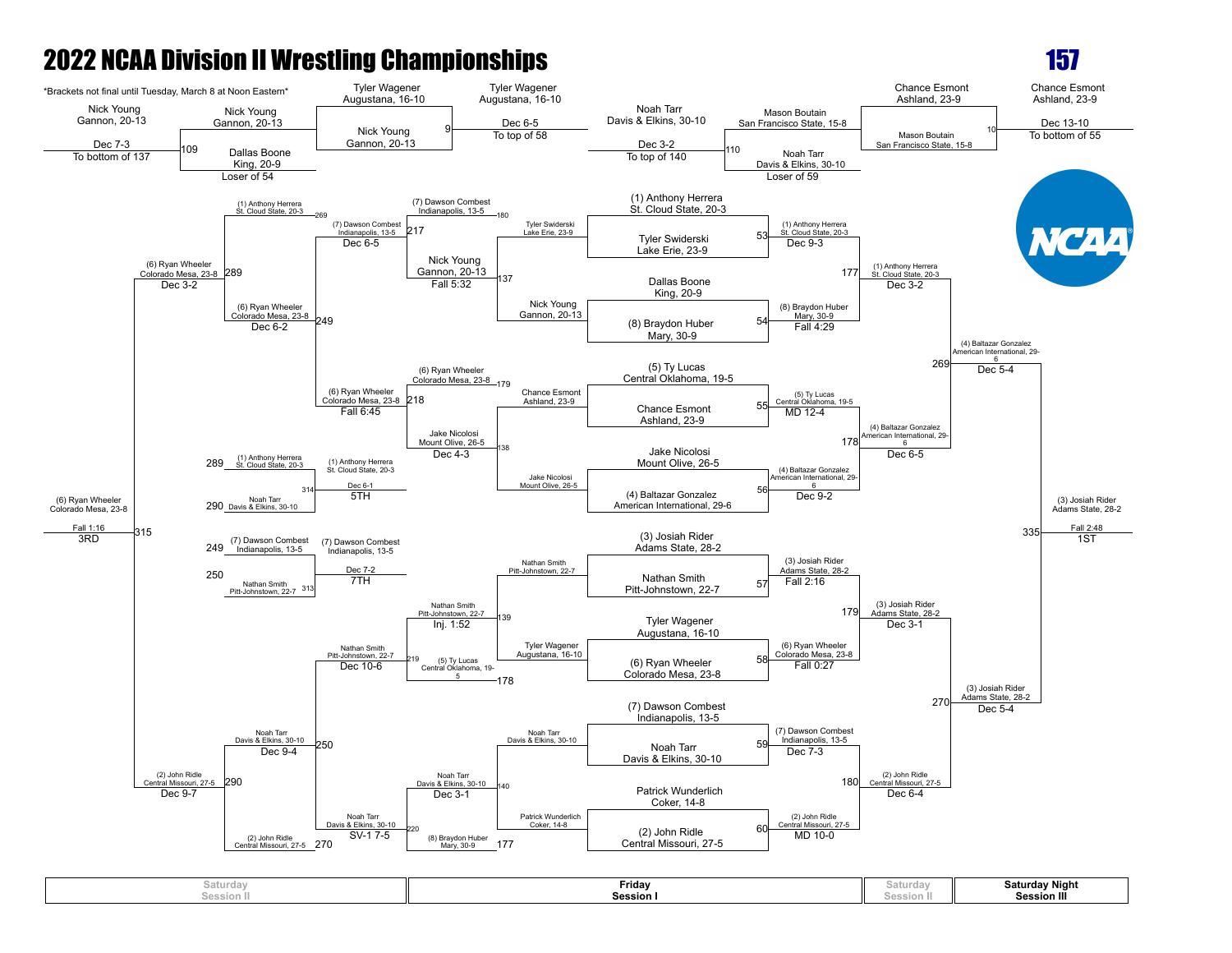# 2022 NCAA Division II Wrestling Championships

## 157

*Brackets not final until Tuesday, March 8 at Noon Eastern*

### Pigtail / Preliminary Matches

| Bout | Wrestler 1 | Wrestler 2 | Winner | Result |
|---|---|---|---|---|
| 109 | Nick Young, Gannon, 20-13 (Dec 7-3, To bottom of 137) | Dallas Boone, King, 20-9 (Loser of 54) | Nick Young, Gannon, 20-13 | |
| 9 | Tyler Wagener, Augustana, 16-10 | Nick Young, Gannon, 20-13 | Tyler Wagener, Augustana, 16-10 | Dec 6-5, To top of 58 |
| 110 | Noah Tarr, Davis & Elkins, 30-10 (Dec 3-2, To top of 140) | Noah Tarr, Davis & Elkins, 30-10 (Loser of 59) | Mason Boutain, San Francisco State, 15-8 | |
| 10 | Chance Esmont, Ashland, 23-9 | Mason Boutain, San Francisco State, 15-8 | Chance Esmont, Ashland, 23-9 | Dec 13-10, To bottom of 55 |

### Championship Bracket (Friday, Session I / Saturday Night, Session III)

| Bout | Wrestler 1 | Wrestler 2 | Winner | Result |
|---|---|---|---|---|
| 53 | (1) Anthony Herrera, St. Cloud State, 20-3 | Tyler Swiderski, Lake Erie, 23-9 | (1) Anthony Herrera, St. Cloud State, 20-3 | Dec 9-3 |
| 54 | Dallas Boone, King, 20-9 | (8) Braydon Huber, Mary, 30-9 | (8) Braydon Huber, Mary, 30-9 | Fall 4:29 |
| 55 | (5) Ty Lucas, Central Oklahoma, 19-5 | Chance Esmont, Ashland, 23-9 | (5) Ty Lucas, Central Oklahoma, 19-5 | MD 12-4 |
| 56 | Jake Nicolosi, Mount Olive, 26-5 | (4) Baltazar Gonzalez, American International, 29-6 | (4) Baltazar Gonzalez, American International, 29-6 | Dec 9-2 |
| 57 | (3) Josiah Rider, Adams State, 28-2 | Nathan Smith, Pitt-Johnstown, 22-7 | (3) Josiah Rider, Adams State, 28-2 | Fall 2:16 |
| 58 | Tyler Wagener, Augustana, 16-10 | (6) Ryan Wheeler, Colorado Mesa, 23-8 | (6) Ryan Wheeler, Colorado Mesa, 23-8 | Fall 0:27 |
| 59 | (7) Dawson Combest, Indianapolis, 13-5 | Noah Tarr, Davis & Elkins, 30-10 | (7) Dawson Combest, Indianapolis, 13-5 | Dec 7-3 |
| 60 | Patrick Wunderlich, Coker, 14-8 | (2) John Ridle, Central Missouri, 27-5 | (2) John Ridle, Central Missouri, 27-5 | MD 10-0 |
| 177 | (1) Anthony Herrera, St. Cloud State, 20-3 | (8) Braydon Huber, Mary, 30-9 | (1) Anthony Herrera, St. Cloud State, 20-3 | Dec 3-2 |
| 178 | (5) Ty Lucas, Central Oklahoma, 19-5 | (4) Baltazar Gonzalez, American International, 29-6 | (4) Baltazar Gonzalez, American International, 29-6 | Dec 6-5 |
| 179 | (3) Josiah Rider, Adams State, 28-2 | (6) Ryan Wheeler, Colorado Mesa, 23-8 | (3) Josiah Rider, Adams State, 28-2 | Dec 3-1 |
| 180 | (7) Dawson Combest, Indianapolis, 13-5 | (2) John Ridle, Central Missouri, 27-5 | (2) John Ridle, Central Missouri, 27-5 | Dec 6-4 |
| 269 | (1) Anthony Herrera, St. Cloud State, 20-3 | (4) Baltazar Gonzalez, American International, 29-6 | (4) Baltazar Gonzalez, American International, 29-6 | Dec 5-4 |
| 270 | (3) Josiah Rider, Adams State, 28-2 | (2) John Ridle, Central Missouri, 27-5 | (3) Josiah Rider, Adams State, 28-2 | Dec 5-4 |
| 335 | (4) Baltazar Gonzalez, American International, 29-6 | (3) Josiah Rider, Adams State, 28-2 | (3) Josiah Rider, Adams State, 28-2 | Fall 2:48 — 1ST |

### Consolation Bracket (Friday, Session I / Saturday, Session II)

| Bout | Wrestler 1 | Wrestler 2 | Winner | Result |
|---|---|---|---|---|
| 137 | Tyler Swiderski, Lake Erie, 23-9 | Nick Young, Gannon, 20-13 | Nick Young, Gannon, 20-13 | Fall 5:32 |
| 138 | Chance Esmont, Ashland, 23-9 | Jake Nicolosi, Mount Olive, 26-5 | Jake Nicolosi, Mount Olive, 26-5 | Dec 4-3 |
| 139 | Nathan Smith, Pitt-Johnstown, 22-7 | Tyler Wagener, Augustana, 16-10 | Nathan Smith, Pitt-Johnstown, 22-7 | Inj. 1:52 |
| 140 | Noah Tarr, Davis & Elkins, 30-10 | Patrick Wunderlich, Coker, 14-8 | Noah Tarr, Davis & Elkins, 30-10 | Dec 3-1 |
| 180 (to 217) | (7) Dawson Combest, Indianapolis, 13-5 | Nick Young, Gannon, 20-13 | (7) Dawson Combest, Indianapolis, 13-5 | Dec 6-5 |
| 179 (to 218) | (6) Ryan Wheeler, Colorado Mesa, 23-8 | Jake Nicolosi, Mount Olive, 26-5 | (6) Ryan Wheeler, Colorado Mesa, 23-8 | Fall 6:45 |
| 219 | Nathan Smith, Pitt-Johnstown, 22-7 | (5) Ty Lucas, Central Oklahoma, 19-5 (178) | Nathan Smith, Pitt-Johnstown, 22-7 | Dec 10-6 |
| 220 | Noah Tarr, Davis & Elkins, 30-10 | (8) Braydon Huber, Mary, 30-9 (177) | Noah Tarr, Davis & Elkins, 30-10 | SV-1 7-5 |
| 249 | (1) Anthony Herrera, St. Cloud State, 20-3 (269) | (7) Dawson Combest, Indianapolis, 13-5 | (6) Ryan Wheeler, Colorado Mesa, 23-8 | Dec 6-2 |
| 250 | Nathan Smith, Pitt-Johnstown, 22-7 | Noah Tarr, Davis & Elkins, 30-10 | Noah Tarr, Davis & Elkins, 30-10 | Dec 9-4 |
| 289 | (6) Ryan Wheeler, Colorado Mesa, 23-8 | (1) Anthony Herrera, St. Cloud State, 20-3 | (6) Ryan Wheeler, Colorado Mesa, 23-8 | Dec 3-2 |
| 290 | Noah Tarr, Davis & Elkins, 30-10 | (2) John Ridle, Central Missouri, 27-5 (270) | (2) John Ridle, Central Missouri, 27-5 | Dec 9-7 |
| 315 | (6) Ryan Wheeler, Colorado Mesa, 23-8 | (2) John Ridle, Central Missouri, 27-5 | (6) Ryan Wheeler, Colorado Mesa, 23-8 | Fall 1:16 — 3RD |

### Placement Matches

| Bout | Place | Wrestler 1 | Wrestler 2 | Winner | Result |
|---|---|---|---|---|---|
| 314 | 5TH | (1) Anthony Herrera, St. Cloud State, 20-3 (289) | Noah Tarr, Davis & Elkins, 30-10 (290) | (1) Anthony Herrera, St. Cloud State, 20-3 | Dec 6-1 |
| 313 | 7TH | (7) Dawson Combest, Indianapolis, 13-5 (249) | Nathan Smith, Pitt-Johnstown, 22-7 (250) | (7) Dawson Combest, Indianapolis, 13-5 | Dec 7-2 |

Saturday Session II | Friday Session I | Saturday Session II | Saturday Night Session III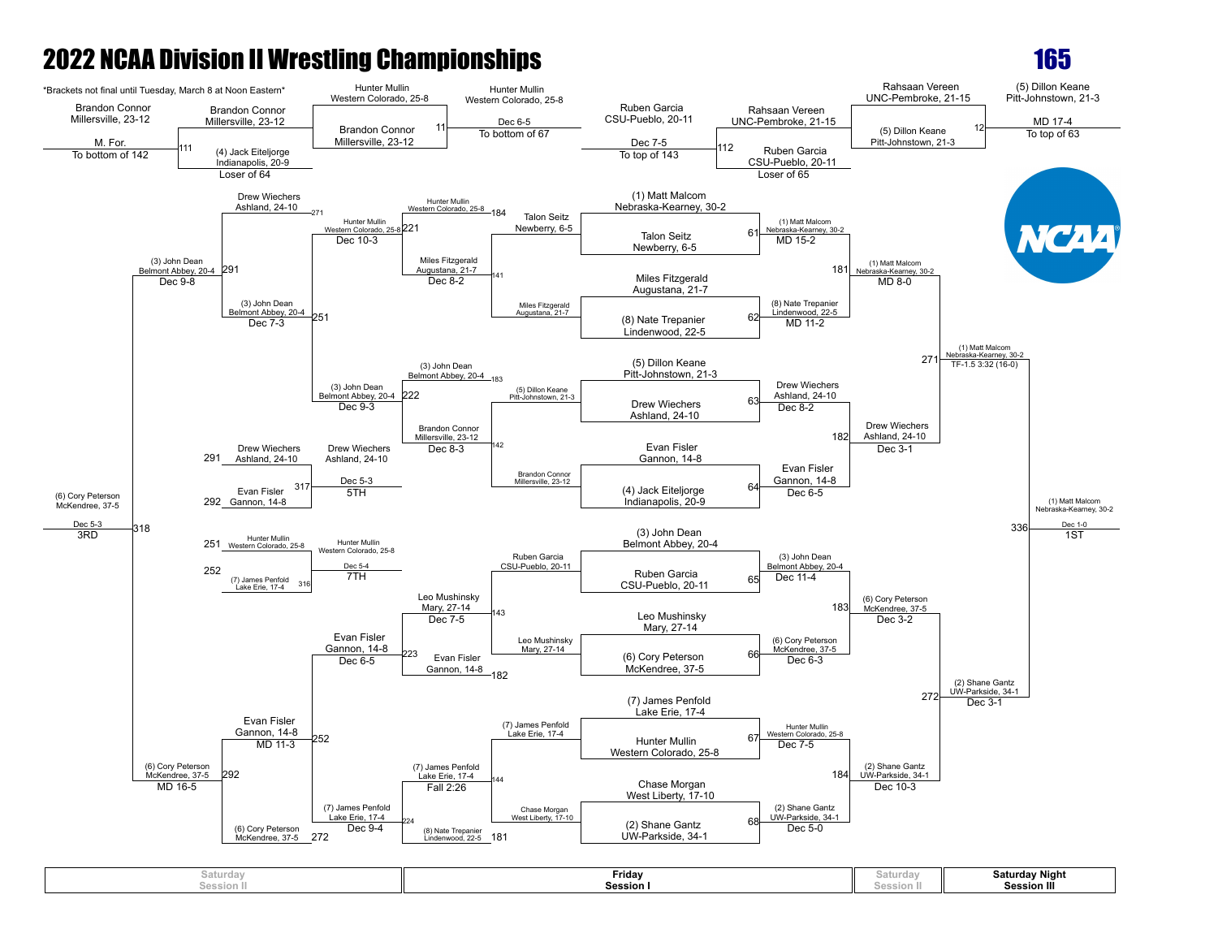# 2022 NCAA Division II Wrestling Championships

## 165

*Brackets not final until Tuesday, March 8 at Noon Eastern*

### Championship Bracket

**First Round (Friday Session I)**

| Bout | Wrestler 1 | Wrestler 2 | Winner | Result |
|---|---|---|---|---|
| 61 | (1) Matt Malcom, Nebraska-Kearney, 30-2 | Talon Seitz, Newberry, 6-5 | (1) Matt Malcom, Nebraska-Kearney, 30-2 | MD 15-2 |
| 62 | Miles Fitzgerald, Augustana, 21-7 | (8) Nate Trepanier, Lindenwood, 22-5 | (8) Nate Trepanier, Lindenwood, 22-5 | MD 11-2 |
| 63 | (5) Dillon Keane, Pitt-Johnstown, 21-3 | Drew Wiechers, Ashland, 24-10 | Drew Wiechers, Ashland, 24-10 | Dec 8-2 |
| 64 | Evan Fisler, Gannon, 14-8 | (4) Jack Eiteljorge, Indianapolis, 20-9 | Evan Fisler, Gannon, 14-8 | Dec 6-5 |
| 65 | (3) John Dean, Belmont Abbey, 20-4 | Ruben Garcia, CSU-Pueblo, 20-11 | (3) John Dean, Belmont Abbey, 20-4 | Dec 11-4 |
| 66 | Leo Mushinsky, Mary, 27-14 | (6) Cory Peterson, McKendree, 37-5 | (6) Cory Peterson, McKendree, 37-5 | Dec 6-3 |
| 67 | (7) James Penfold, Lake Erie, 17-4 | Hunter Mullin, Western Colorado, 25-8 | Hunter Mullin, Western Colorado, 25-8 | Dec 7-5 |
| 68 | Chase Morgan, West Liberty, 17-10 | (2) Shane Gantz, UW-Parkside, 34-1 | (2) Shane Gantz, UW-Parkside, 34-1 | Dec 5-0 |

**Quarterfinals (Saturday Session II)**

| Bout | Winner | Result |
|---|---|---|
| 181 | (1) Matt Malcom, Nebraska-Kearney, 30-2 | MD 8-0 |
| 182 | Drew Wiechers, Ashland, 24-10 | Dec 3-1 |
| 183 | (6) Cory Peterson, McKendree, 37-5 | Dec 3-2 |
| 184 | (2) Shane Gantz, UW-Parkside, 34-1 | Dec 10-3 |

**Semifinals**

| Bout | Winner | Result |
|---|---|---|
| 271 | (1) Matt Malcom, Nebraska-Kearney, 30-2 | TF-1.5 3:32 (16-0) |
| 272 | (2) Shane Gantz, UW-Parkside, 34-1 | Dec 3-1 |

**Final (Saturday Night Session III)**

| Bout | Winner | Result | Place |
|---|---|---|---|
| 336 | (1) Matt Malcom, Nebraska-Kearney, 30-2 | Dec 1-0 | 1ST |

### Pigtail / Wrestlebacks

| Bout | Wrestler 1 | Wrestler 2 | Winner | Result |
|---|---|---|---|---|
| 11 | Brandon Connor, Millersville, 23-12 | Hunter Mullin, Western Colorado, 25-8 | Hunter Mullin, Western Colorado, 25-8 | Dec 6-5 (To bottom of 67) |
| 111 | M. For. (To bottom of 142) | (4) Jack Eiteljorge, Indianapolis, 20-9 (Loser of 64) | Brandon Connor, Millersville, 23-12 | |
| 12 | Rahsaan Vereen, UNC-Pembroke, 21-15 | (5) Dillon Keane, Pitt-Johnstown, 21-3 | (5) Dillon Keane, Pitt-Johnstown, 21-3 | MD 17-4 (To top of 63) |
| 112 | Ruben Garcia, CSU-Pueblo, 20-11 (Loser of 65) | | Rahsaan Vereen, UNC-Pembroke, 21-15 | Dec 7-5 (To top of 143) |

### Consolation Bracket

**Consolation Round 1**

| Bout | Wrestler 1 | Wrestler 2 | Winner | Result |
|---|---|---|---|---|
| 141 | Miles Fitzgerald, Augustana, 21-7 | | Miles Fitzgerald, Augustana, 21-7 | |
| 142 | (5) Dillon Keane, Pitt-Johnstown, 21-3 | Brandon Connor, Millersville, 23-12 | Brandon Connor, Millersville, 23-12 | |
| 143 | Ruben Garcia, CSU-Pueblo, 20-11 | Leo Mushinsky, Mary, 27-14 | Leo Mushinsky, Mary, 27-14 | |
| 144 | (7) James Penfold, Lake Erie, 17-4 | Chase Morgan, West Liberty, 17-10 | (7) James Penfold, Lake Erie, 17-4 | |

**Consolation Round 2**

| Bout | Wrestler 1 | Wrestler 2 | Winner | Result |
|---|---|---|---|---|
| 184 | Hunter Mullin, Western Colorado, 25-8 | Talon Seitz, Newberry, 6-5 | Hunter Mullin, Western Colorado, 25-8 | |
| 141 | | | Miles Fitzgerald, Augustana, 21-7 | Dec 8-2 |
| 183 | (3) John Dean, Belmont Abbey, 20-4 | (5) Dillon Keane, Pitt-Johnstown, 21-3 | (3) John Dean, Belmont Abbey, 20-4 | |
| 142 | | | Brandon Connor, Millersville, 23-12 | Dec 8-3 |
| 143 | | | Leo Mushinsky, Mary, 27-14 | Dec 7-5 |
| 182 | Evan Fisler, Gannon, 14-8 | Leo Mushinsky, Mary, 27-14 | Evan Fisler, Gannon, 14-8 | |
| 144 | | | (7) James Penfold, Lake Erie, 17-4 | Fall 2:26 |
| 181 | (8) Nate Trepanier, Lindenwood, 22-5 | (7) James Penfold, Lake Erie, 17-4 | (7) James Penfold, Lake Erie, 17-4 | |

**Consolation Round 3**

| Bout | Winner | Result |
|---|---|---|
| 221 | Hunter Mullin, Western Colorado, 25-8 | Dec 10-3 |
| 222 | (3) John Dean, Belmont Abbey, 20-4 | Dec 9-3 |
| 223 | Evan Fisler, Gannon, 14-8 | Dec 6-5 |
| 224 | (7) James Penfold, Lake Erie, 17-4 | Dec 9-4 |

**Consolation Quarterfinals**

| Bout | Wrestler 1 | Wrestler 2 | Winner | Result |
|---|---|---|---|---|
| 271 | Drew Wiechers, Ashland, 24-10 | | | |
| 251 | Hunter Mullin, Western Colorado, 25-8 | (3) John Dean, Belmont Abbey, 20-4 | (3) John Dean, Belmont Abbey, 20-4 | Dec 7-3 |
| 252 | Evan Fisler, Gannon, 14-8 | (7) James Penfold, Lake Erie, 17-4 | Evan Fisler, Gannon, 14-8 | MD 11-3 |
| 272 | (6) Cory Peterson, McKendree, 37-5 | | | |

**Consolation Semifinals**

| Bout | Wrestler 1 | Wrestler 2 | Winner | Result |
|---|---|---|---|---|
| 291 | Drew Wiechers, Ashland, 24-10 | (3) John Dean, Belmont Abbey, 20-4 | (3) John Dean, Belmont Abbey, 20-4 | Dec 9-8 |
| 292 | Evan Fisler, Gannon, 14-8 | (6) Cory Peterson, McKendree, 37-5 | (6) Cory Peterson, McKendree, 37-5 | MD 16-5 |

**Placement Matches**

| Bout | Wrestler 1 | Wrestler 2 | Winner | Result | Place |
|---|---|---|---|---|---|
| 318 | (3) John Dean, Belmont Abbey, 20-4 | (6) Cory Peterson, McKendree, 37-5 | (6) Cory Peterson, McKendree, 37-5 | Dec 5-3 | 3RD |
| 317 | Drew Wiechers, Ashland, 24-10 (291) | Evan Fisler, Gannon, 14-8 (292) | Drew Wiechers, Ashland, 24-10 | Dec 5-3 | 5TH |
| 316 | Hunter Mullin, Western Colorado, 25-8 (251) | (7) James Penfold, Lake Erie, 17-4 (252) | Hunter Mullin, Western Colorado, 25-8 | Dec 5-4 | 7TH |

| Saturday Session II | Friday Session I | Saturday Session II | Saturday Night Session III |
|---|---|---|---|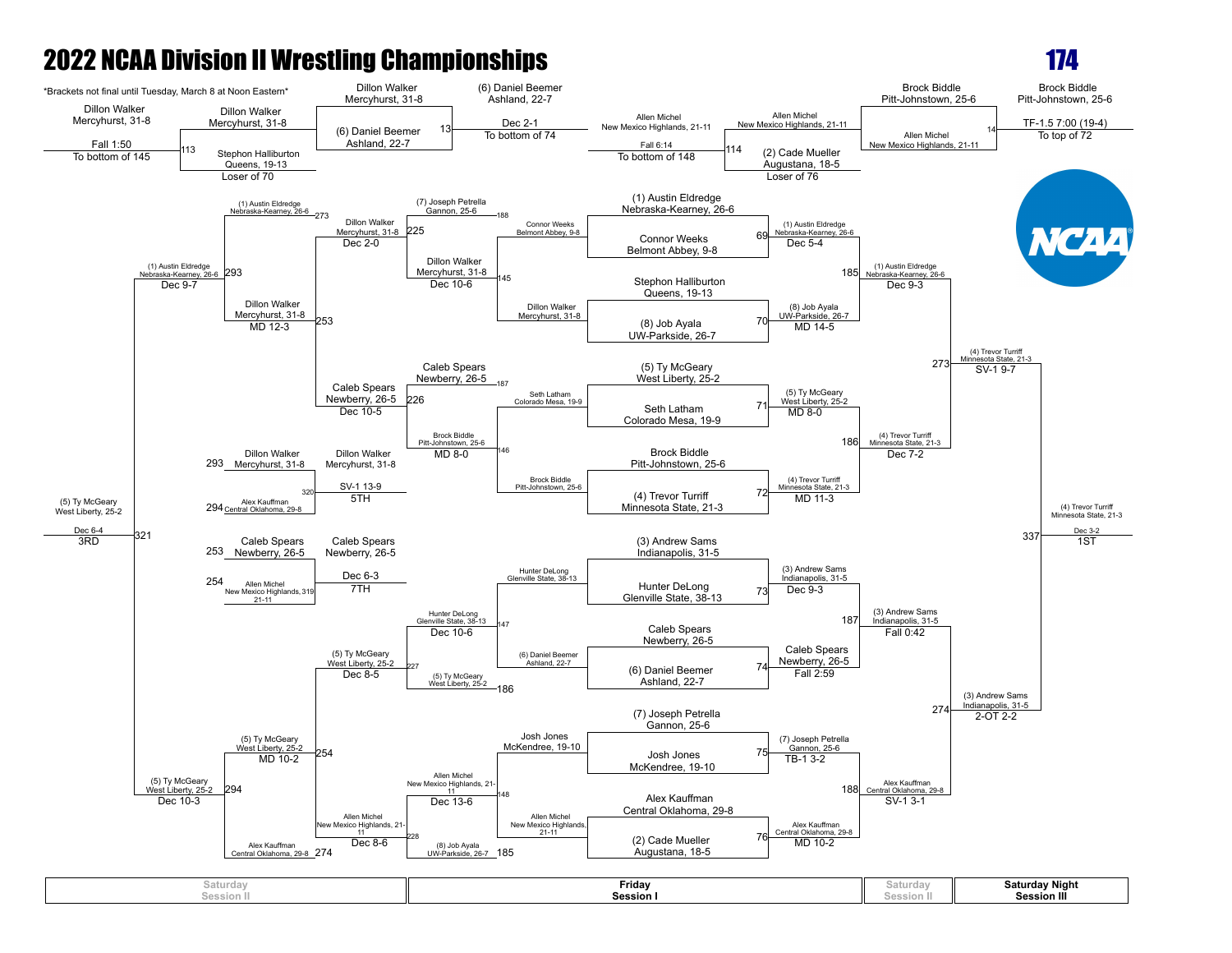# 2022 NCAA Division II Wrestling Championships

## 174

*Brackets not final until Tuesday, March 8 at Noon Eastern*

### Championship Bracket (Friday Session I / Saturday Night Session III)

**First Round**

| Bout | Wrestler | Wrestler | Result |
|---|---|---|---|
| 69 | (1) Austin Eldredge, Nebraska-Kearney, 26-6 | Connor Weeks, Belmont Abbey, 9-8 | (1) Austin Eldredge, Nebraska-Kearney, 26-6 — Dec 5-4 |
| 70 | Stephon Halliburton, Queens, 19-13 | (8) Job Ayala, UW-Parkside, 26-7 | (8) Job Ayala, UW-Parkside, 26-7 — MD 14-5 |
| 71 | (5) Ty McGeary, West Liberty, 25-2 | Seth Latham, Colorado Mesa, 19-9 | (5) Ty McGeary, West Liberty, 25-2 — MD 8-0 |
| 72 | Brock Biddle, Pitt-Johnstown, 25-6 | (4) Trevor Turriff, Minnesota State, 21-3 | (4) Trevor Turriff, Minnesota State, 21-3 — MD 11-3 |
| 73 | (3) Andrew Sams, Indianapolis, 31-5 | Hunter DeLong, Glenville State, 38-13 | (3) Andrew Sams, Indianapolis, 31-5 — Dec 9-3 |
| 74 | Caleb Spears, Newberry, 26-5 | (6) Daniel Beemer, Ashland, 22-7 | Caleb Spears, Newberry, 26-5 — Fall 2:59 |
| 75 | (7) Joseph Petrella, Gannon, 25-6 | Josh Jones, McKendree, 19-10 | (7) Joseph Petrella, Gannon, 25-6 — TB-1 3-2 |
| 76 | Alex Kauffman, Central Oklahoma, 29-8 | (2) Cade Mueller, Augustana, 18-5 | Alex Kauffman, Central Oklahoma, 29-8 — MD 10-2 |

**Quarterfinals**

| Bout | Result |
|---|---|
| 185 | (1) Austin Eldredge, Nebraska-Kearney, 26-6 — Dec 9-3 |
| 186 | (4) Trevor Turriff, Minnesota State, 21-3 — Dec 7-2 |
| 187 | (3) Andrew Sams, Indianapolis, 31-5 — Fall 0:42 |
| 188 | Alex Kauffman, Central Oklahoma, 29-8 — SV-1 3-1 |

**Semifinals**

| Bout | Result |
|---|---|
| 273 | (4) Trevor Turriff, Minnesota State, 21-3 — SV-1 9-7 |
| 274 | (3) Andrew Sams, Indianapolis, 31-5 — 2-OT 2-2 |

**Final (337):** (4) Trevor Turriff, Minnesota State, 21-3 — Dec 3-2 — **1ST**

### Consolation Bracket (Friday Session I / Saturday Session II)

**Consolation Round 1**

| Bout | Wrestlers | Result |
|---|---|---|
| 145 | Connor Weeks, Belmont Abbey, 9-8 vs. Dillon Walker, Mercyhurst, 31-8 | Dillon Walker, Mercyhurst, 31-8 — Dec 10-6 |
| 146 | Seth Latham, Colorado Mesa, 19-9 vs. Brock Biddle, Pitt-Johnstown, 25-6 | Brock Biddle, Pitt-Johnstown, 25-6 — MD 8-0 |
| 147 | Hunter DeLong, Glenville State, 38-13 vs. (6) Daniel Beemer, Ashland, 22-7 | Hunter DeLong, Glenville State, 38-13 — Dec 10-6 |
| 148 | Josh Jones, McKendree, 19-10 vs. Allen Michel, New Mexico Highlands, 21-11 | Allen Michel, New Mexico Highlands, 21-11 — Dec 13-6 |

**Consolation Round 2**

| Bout | Wrestlers | Result |
|---|---|---|
| 225 | (7) Joseph Petrella, Gannon, 25-6 (188) vs. Dillon Walker, Mercyhurst, 31-8 (145) | Dillon Walker, Mercyhurst, 31-8 — Dec 2-0 |
| 226 | Caleb Spears, Newberry, 26-5 (187) vs. Brock Biddle, Pitt-Johnstown, 25-6 (146) | Caleb Spears, Newberry, 26-5 — Dec 10-5 |
| 227 | Hunter DeLong, Glenville State, 38-13 (147) vs. (5) Ty McGeary, West Liberty, 25-2 (186) | (5) Ty McGeary, West Liberty, 25-2 — Dec 8-5 |
| 228 | Allen Michel, New Mexico Highlands, 21-11 (148) vs. (8) Job Ayala, UW-Parkside, 26-7 (185) | Allen Michel, New Mexico Highlands, 21-11 — Dec 8-6 |

**Consolation Quarterfinals**

| Bout | Wrestlers | Result |
|---|---|---|
| 253 | (1) Austin Eldredge, Nebraska-Kearney, 26-6 (273) vs. Dillon Walker, Mercyhurst, 31-8 | Dillon Walker, Mercyhurst, 31-8 — MD 12-3 |
| 254 | (5) Ty McGeary, West Liberty, 25-2 vs. Alex Kauffman, Central Oklahoma, 29-8 (274) | (5) Ty McGeary, West Liberty, 25-2 — MD 10-2 |

**Consolation Semifinals**

| Bout | Result |
|---|---|
| 293 | (1) Austin Eldredge, Nebraska-Kearney, 26-6 — Dec 9-7 |
| 294 | (5) Ty McGeary, West Liberty, 25-2 — Dec 10-3 |

**3rd Place (321):** (5) Ty McGeary, West Liberty, 25-2 — Dec 6-4 — **3RD**

**5th Place (320):** Dillon Walker, Mercyhurst, 31-8 (293) vs. Alex Kauffman, Central Oklahoma, 29-8 (294) — Dillon Walker, Mercyhurst, 31-8 — SV-1 13-9 — **5TH**

**7th Place (319):** Caleb Spears, Newberry, 26-5 (253) vs. Allen Michel, New Mexico Highlands, 21-11 (254) — Caleb Spears, Newberry, 26-5 — Dec 6-3 — **7TH**

### Wrestlebacks

**Lower bracket (left):**

| Bout | Wrestlers | Result |
|---|---|---|
| Fall 1:50 (To bottom of 145) | Dillon Walker, Mercyhurst, 31-8 | |
| 113 | Dillon Walker, Mercyhurst, 31-8 vs. Stephon Halliburton, Queens, 19-13 (Loser of 70) | Dillon Walker, Mercyhurst, 31-8 |
| 13 | Dillon Walker, Mercyhurst, 31-8 vs. (6) Daniel Beemer, Ashland, 22-7 | (6) Daniel Beemer, Ashland, 22-7 — Dec 2-1 — To bottom of 74 |

**Upper bracket (right):**

| Bout | Wrestlers | Result |
|---|---|---|
| Fall 6:14 (To bottom of 148) | Allen Michel, New Mexico Highlands, 21-11 | |
| 114 | Allen Michel, New Mexico Highlands, 21-11 vs. (2) Cade Mueller, Augustana, 18-5 (Loser of 76) | Allen Michel, New Mexico Highlands, 21-11 |
| 14 | Brock Biddle, Pitt-Johnstown, 25-6 vs. Allen Michel, New Mexico Highlands, 21-11 | Brock Biddle, Pitt-Johnstown, 25-6 — TF-1.5 7:00 (19-4) — To top of 72 |

| Saturday Session II | Friday Session I | Saturday Session II | Saturday Night Session III |
|---|---|---|---|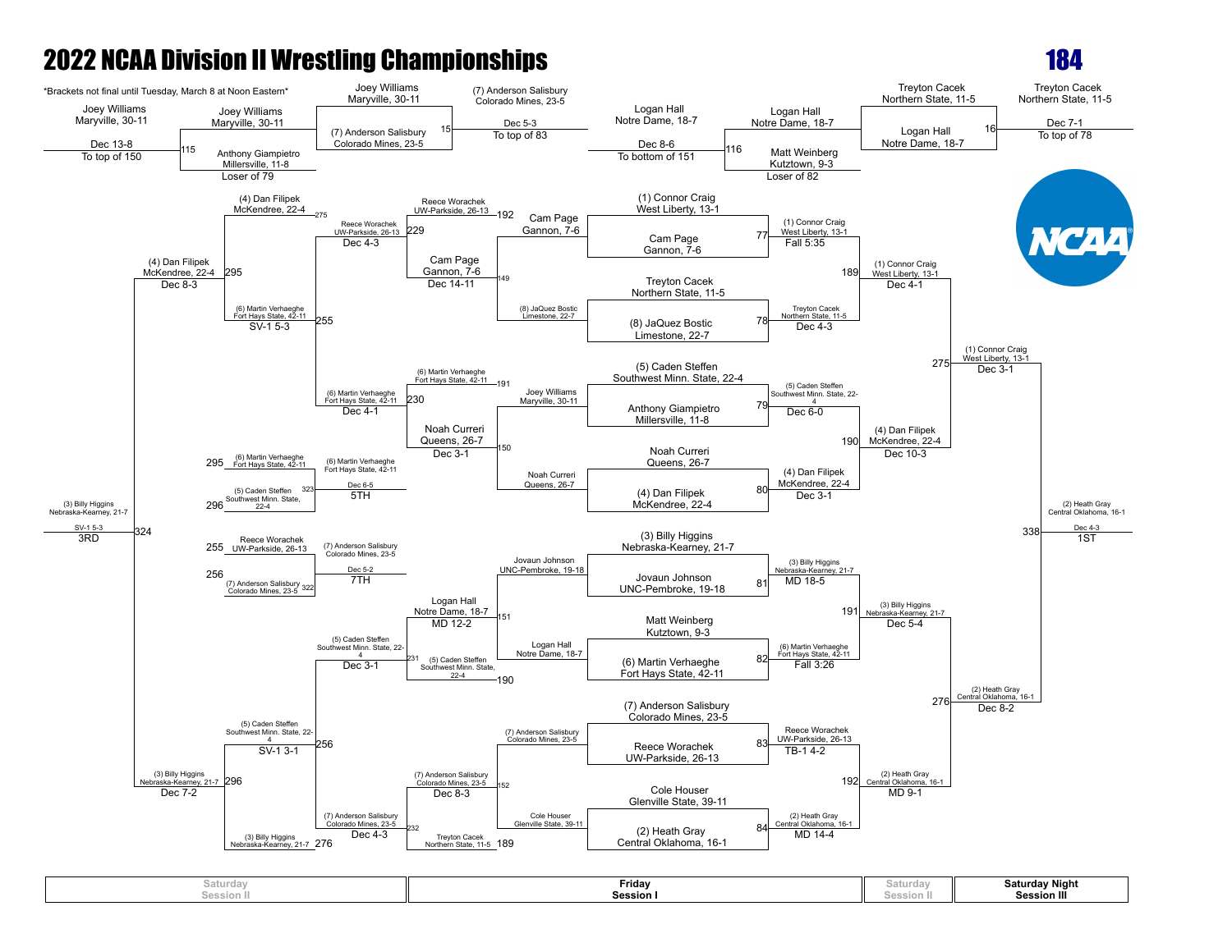# 2022 NCAA Division II Wrestling Championships

## 184

*Brackets not final until Tuesday, March 8 at Noon Eastern*

### Championship Bracket (Friday, Session I)

**First Round**

| Bout | Wrestler 1 | Wrestler 2 | Winner | Result |
|---|---|---|---|---|
| 77 | (1) Connor Craig, West Liberty, 13-1 | Cam Page, Gannon, 7-6 | (1) Connor Craig, West Liberty, 13-1 | Fall 5:35 |
| 78 | Treyton Cacek, Northern State, 11-5 | (8) JaQuez Bostic, Limestone, 22-7 | Treyton Cacek, Northern State, 11-5 | Dec 4-3 |
| 79 | (5) Caden Steffen, Southwest Minn. State, 22-4 | Anthony Giampietro, Millersville, 11-8 | (5) Caden Steffen, Southwest Minn. State, 22-4 | Dec 6-0 |
| 80 | Noah Curreri, Queens, 26-7 | (4) Dan Filipek, McKendree, 22-4 | (4) Dan Filipek, McKendree, 22-4 | Dec 3-1 |
| 81 | (3) Billy Higgins, Nebraska-Kearney, 21-7 | Jovaun Johnson, UNC-Pembroke, 19-18 | (3) Billy Higgins, Nebraska-Kearney, 21-7 | MD 18-5 |
| 82 | Matt Weinberg, Kutztown, 9-3 | (6) Martin Verhaeghe, Fort Hays State, 42-11 | (6) Martin Verhaeghe, Fort Hays State, 42-11 | Fall 3:26 |
| 83 | (7) Anderson Salisbury, Colorado Mines, 23-5 | Reece Worachek, UW-Parkside, 26-13 | Reece Worachek, UW-Parkside, 26-13 | TB-1 4-2 |
| 84 | Cole Houser, Glenville State, 39-11 | (2) Heath Gray, Central Oklahoma, 16-1 | (2) Heath Gray, Central Oklahoma, 16-1 | MD 14-4 |

**Quarterfinals**

| Bout | Winner | Result |
|---|---|---|
| 189 | (1) Connor Craig, West Liberty, 13-1 | Dec 4-1 |
| 190 | (4) Dan Filipek, McKendree, 22-4 | Dec 10-3 |
| 191 | (3) Billy Higgins, Nebraska-Kearney, 21-7 | Dec 5-4 |
| 192 | (2) Heath Gray, Central Oklahoma, 16-1 | MD 9-1 |

**Semifinals**

| Bout | Winner | Result |
|---|---|---|
| 275 | (1) Connor Craig, West Liberty, 13-1 | Dec 3-1 |
| 276 | (2) Heath Gray, Central Oklahoma, 16-1 | Dec 8-2 |

**Final (Saturday Night, Session III)**

| Bout | Winner | Result | Place |
|---|---|---|---|
| 338 | (2) Heath Gray, Central Oklahoma, 16-1 | Dec 4-3 | 1ST |

### Consolation Bracket

**Consolation Pigtails**

| Bout | Wrestler 1 | Wrestler 2 | Winner | Result |
|---|---|---|---|---|
| 15 | Joey Williams, Maryville, 30-11 | (7) Anderson Salisbury, Colorado Mines, 23-5 | (7) Anderson Salisbury, Colorado Mines, 23-5 | Dec 5-3 (To top of 83) |
| 115 | Joey Williams, Maryville, 30-11 | Anthony Giampietro, Millersville, 11-8 (Loser of 79) | Joey Williams, Maryville, 30-11 | Dec 13-8 (To top of 150) |
| 16 | Treyton Cacek, Northern State, 11-5 | Logan Hall, Notre Dame, 18-7 | Treyton Cacek, Northern State, 11-5 | Dec 7-1 (To top of 78) |
| 116 | Logan Hall, Notre Dame, 18-7 | Matt Weinberg, Kutztown, 9-3 (Loser of 82) | Logan Hall, Notre Dame, 18-7 | Dec 8-6 (To bottom of 151) |

**Consolation Round 1 (Friday, Session I)**

| Bout | Wrestler 1 | Wrestler 2 | Winner | Result |
|---|---|---|---|---|
| 149 | Reece Worachek, UW-Parkside, 26-13 | (8) JaQuez Bostic, Limestone, 22-7 | Cam Page, Gannon, 7-6 | |
| 150 | Joey Williams, Maryville, 30-11 | Noah Curreri, Queens, 26-7 | Noah Curreri, Queens, 26-7 | |
| 151 | Jovaun Johnson, UNC-Pembroke, 19-18 | Logan Hall, Notre Dame, 18-7 | Logan Hall, Notre Dame, 18-7 | |
| 152 | (7) Anderson Salisbury, Colorado Mines, 23-5 | Cole Houser, Glenville State, 39-11 | (7) Anderson Salisbury, Colorado Mines, 23-5 | |

**Consolation Round 2 (Saturday, Session II)**

| Bout | Wrestler 1 | Wrestler 2 | Winner | Result |
|---|---|---|---|---|
| 229 | Reece Worachek, UW-Parkside, 26-13 (192) | Cam Page, Gannon, 7-6 | Reece Worachek, UW-Parkside, 26-13 | Dec 14-11 |
| 230 | (6) Martin Verhaeghe, Fort Hays State, 42-11 (191) | Noah Curreri, Queens, 26-7 | (6) Martin Verhaeghe, Fort Hays State, 42-11 | Dec 3-1 |
| 231 | Logan Hall, Notre Dame, 18-7 | (5) Caden Steffen, Southwest Minn. State, 22-4 (190) | (5) Caden Steffen, Southwest Minn. State, 22-4 | MD 12-2 |
| 232 | (7) Anderson Salisbury, Colorado Mines, 23-5 | Treyton Cacek, Northern State, 11-5 (189) | (7) Anderson Salisbury, Colorado Mines, 23-5 | Dec 8-3 |

**Consolation Quarterfinals**

| Bout | Winner | Result |
|---|---|---|
| 255 | (6) Martin Verhaeghe, Fort Hays State, 42-11 | Dec 4-3 |
| 256 | (5) Caden Steffen, Southwest Minn. State, 22-4 | Dec 3-1 |
| 255 | Reece Worachek, UW-Parkside, 26-13 | Dec 4-1 |
| 256 | (7) Anderson Salisbury, Colorado Mines, 23-5 | Dec 4-3 |

**Consolation Semifinals**

| Bout | Wrestler 1 | Wrestler 2 | Winner | Result |
|---|---|---|---|---|
| 295 | (4) Dan Filipek, McKendree, 22-4 (275) | (6) Martin Verhaeghe, Fort Hays State, 42-11 | (4) Dan Filipek, McKendree, 22-4 | SV-1 5-3 |
| 296 | (5) Caden Steffen, Southwest Minn. State, 22-4 | (3) Billy Higgins, Nebraska-Kearney, 21-7 (276) | (3) Billy Higgins, Nebraska-Kearney, 21-7 | SV-1 3-1 |

**Third Place (Bout 324)**

| Wrestler 1 | Wrestler 2 | Winner | Result | Place |
|---|---|---|---|---|
| (4) Dan Filipek, McKendree, 22-4 (Dec 8-3) | (3) Billy Higgins, Nebraska-Kearney, 21-7 (Dec 7-2) | (3) Billy Higgins, Nebraska-Kearney, 21-7 | SV-1 5-3 | 3RD |

**Fifth Place (Bout 323)**

| Wrestler 1 | Wrestler 2 | Winner | Result | Place |
|---|---|---|---|---|
| (6) Martin Verhaeghe, Fort Hays State, 42-11 (295) | (5) Caden Steffen, Southwest Minn. State, 22-4 (296) | (6) Martin Verhaeghe, Fort Hays State, 42-11 | Dec 6-5 | 5TH |

**Seventh Place (Bout 322)**

| Wrestler 1 | Wrestler 2 | Winner | Result | Place |
|---|---|---|---|---|
| Reece Worachek, UW-Parkside, 26-13 (255) | (7) Anderson Salisbury, Colorado Mines, 23-5 (256) | (7) Anderson Salisbury, Colorado Mines, 23-5 | Dec 5-2 | 7TH |

| Saturday Session II | Friday Session I | Saturday Session II | Saturday Night Session III |
|---|---|---|---|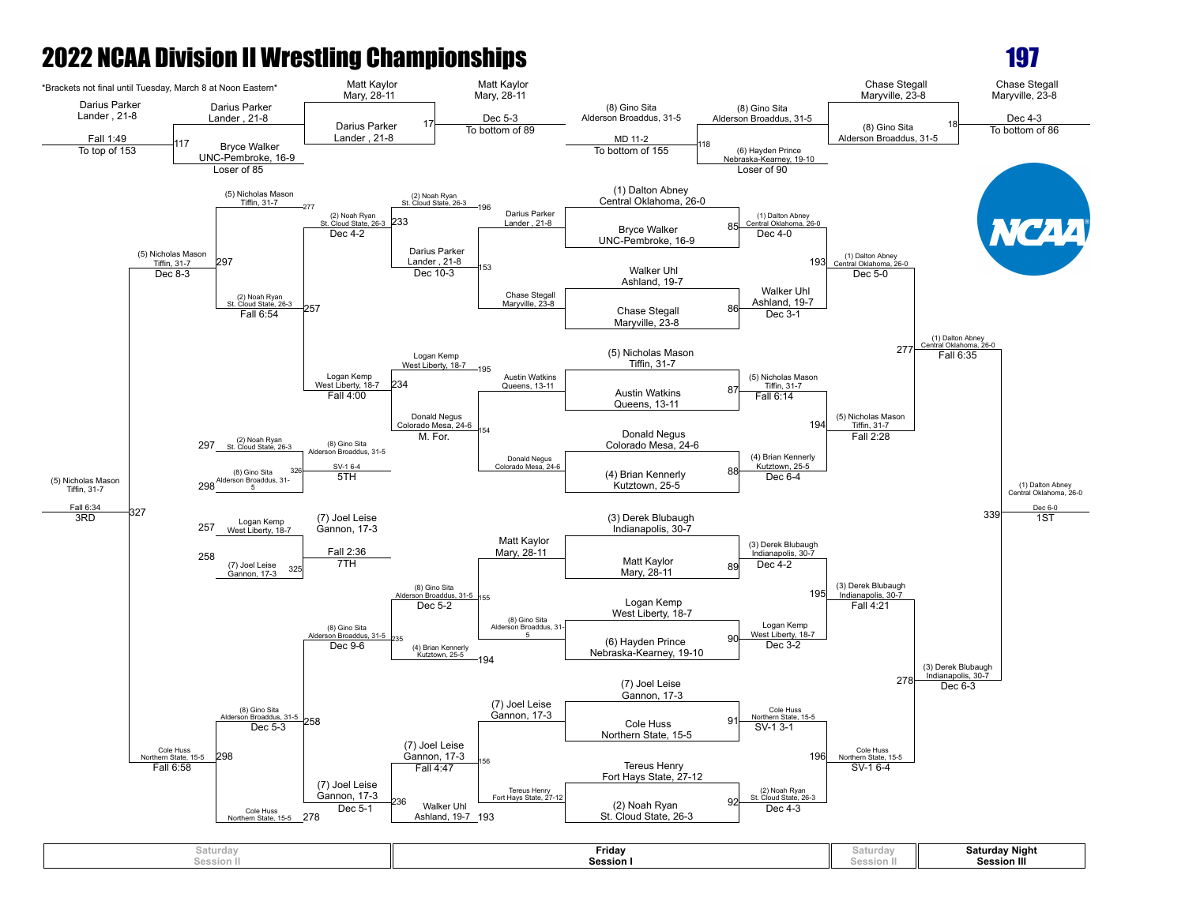# 2022 NCAA Division II Wrestling Championships

## 197

*Brackets not final until Tuesday, March 8 at Noon Eastern*

### Championship Bracket (Friday Session I / Saturday Session II / Saturday Night Session III)

**First Round (Friday Session I)**

| Bout | Wrestler | Wrestler | Result |
|---|---|---|---|
| 85 | (1) Dalton Abney, Central Oklahoma, 26-0 | Bryce Walker, UNC-Pembroke, 16-9 | (1) Dalton Abney, Central Oklahoma, 26-0 — Dec 4-0 |
| 86 | Walker Uhl, Ashland, 19-7 | Chase Stegall, Maryville, 23-8 | Walker Uhl, Ashland, 19-7 — Dec 3-1 |
| 87 | (5) Nicholas Mason, Tiffin, 31-7 | Austin Watkins, Queens, 13-11 | (5) Nicholas Mason, Tiffin, 31-7 — Fall 6:14 |
| 88 | Donald Negus, Colorado Mesa, 24-6 | (4) Brian Kennerly, Kutztown, 25-5 | (4) Brian Kennerly, Kutztown, 25-5 — Dec 6-4 |
| 89 | (3) Derek Blubaugh, Indianapolis, 30-7 | Matt Kaylor, Mary, 28-11 | (3) Derek Blubaugh, Indianapolis, 30-7 — Dec 4-2 |
| 90 | Logan Kemp, West Liberty, 18-7 | (6) Hayden Prince, Nebraska-Kearney, 19-10 | Logan Kemp, West Liberty, 18-7 — Dec 3-2 |
| 91 | (7) Joel Leise, Gannon, 17-3 | Cole Huss, Northern State, 15-5 | Cole Huss, Northern State, 15-5 — SV-1 3-1 |
| 92 | Tereus Henry, Fort Hays State, 27-12 | (2) Noah Ryan, St. Cloud State, 26-3 | (2) Noah Ryan, St. Cloud State, 26-3 — Dec 4-3 |

**Quarterfinals**

| Bout | Winner | Result |
|---|---|---|
| 193 | (1) Dalton Abney, Central Oklahoma, 26-0 | Dec 5-0 |
| 194 | (5) Nicholas Mason, Tiffin, 31-7 | Fall 2:28 |
| 195 | (3) Derek Blubaugh, Indianapolis, 30-7 | Fall 4:21 |
| 196 | Cole Huss, Northern State, 15-5 | SV-1 6-4 |

**Semifinals**

| Bout | Winner | Result |
|---|---|---|
| 277 | (1) Dalton Abney, Central Oklahoma, 26-0 | Fall 6:35 |
| 278 | (3) Derek Blubaugh, Indianapolis, 30-7 | Dec 6-3 |

**Final (Bout 339)**

1ST: (1) Dalton Abney, Central Oklahoma, 26-0 — Dec 6-0

### Consolation Bracket

**Pigtail bouts**

| Bout | Wrestler | Wrestler | Winner | Result |
|---|---|---|---|---|
| 117 | Darius Parker, Lander, 21-8 (Fall 1:49, To top of 153) | Bryce Walker, UNC-Pembroke, 16-9 (Loser of 85) | Darius Parker, Lander, 21-8 | 17 — Dec 5-3 vs. Matt Kaylor, Mary, 28-11 (To bottom of 89) |
| 118 | (8) Gino Sita, Alderson Broaddus, 31-5 (MD 11-2, To bottom of 155) | (6) Hayden Prince, Nebraska-Kearney, 19-10 (Loser of 90) | (8) Gino Sita, Alderson Broaddus, 31-5 | 18 — Dec 4-3 vs. Chase Stegall, Maryville, 23-8 (To bottom of 86) |

**Consolation Round 1**

| Bout | Wrestler | Wrestler | Winner | Result |
|---|---|---|---|---|
| 153 | Darius Parker, Lander, 21-8 | Chase Stegall, Maryville, 23-8 | Darius Parker, Lander, 21-8 | Dec 10-3 |
| 154 | Austin Watkins, Queens, 13-11 | Donald Negus, Colorado Mesa, 24-6 | Donald Negus, Colorado Mesa, 24-6 | M. For. |
| 155 | Matt Kaylor, Mary, 28-11 | (8) Gino Sita, Alderson Broaddus, 31-5 | (8) Gino Sita, Alderson Broaddus, 31-5 | Dec 5-2 |
| 156 | (7) Joel Leise, Gannon, 17-3 | Tereus Henry, Fort Hays State, 27-12 | (7) Joel Leise, Gannon, 17-3 | Fall 4:47 |

**Consolation Round 2**

| Bout | Wrestler | Wrestler | Winner | Result |
|---|---|---|---|---|
| 233 | (2) Noah Ryan, St. Cloud State, 26-3 (196) | Darius Parker, Lander, 21-8 | (2) Noah Ryan, St. Cloud State, 26-3 | Dec 4-2 |
| 234 | Logan Kemp, West Liberty, 18-7 (195) | Donald Negus, Colorado Mesa, 24-6 | Logan Kemp, West Liberty, 18-7 | Fall 4:00 |
| 235 | (8) Gino Sita, Alderson Broaddus, 31-5 | (4) Brian Kennerly, Kutztown, 25-5 (194) | (8) Gino Sita, Alderson Broaddus, 31-5 | Dec 9-6 |
| 236 | (7) Joel Leise, Gannon, 17-3 | Walker Uhl, Ashland, 19-7 (193) | (7) Joel Leise, Gannon, 17-3 | Dec 5-1 |

**Consolation Quarterfinals**

| Bout | Wrestler | Wrestler | Winner | Result |
|---|---|---|---|---|
| 257 | (5) Nicholas Mason, Tiffin, 31-7 (277) | (2) Noah Ryan, St. Cloud State, 26-3 | (2) Noah Ryan, St. Cloud State, 26-3 | Fall 6:54 |
| 258 | (8) Gino Sita, Alderson Broaddus, 31-5 | Cole Huss, Northern State, 15-5 (278) | (8) Gino Sita, Alderson Broaddus, 31-5 | Dec 5-3 |

**Consolation Semifinals**

| Bout | Wrestler | Wrestler | Winner | Result |
|---|---|---|---|---|
| 297 | (5) Nicholas Mason, Tiffin, 31-7 | (2) Noah Ryan, St. Cloud State, 26-3 | (5) Nicholas Mason, Tiffin, 31-7 | Dec 8-3 |
| 298 | Cole Huss, Northern State, 15-5 | (8) Gino Sita, Alderson Broaddus, 31-5 | Cole Huss, Northern State, 15-5 | Fall 6:58 |

**Placement Bouts**

| Bout | Place | Wrestler | Wrestler | Winner | Result |
|---|---|---|---|---|---|
| 327 | 3RD | (5) Nicholas Mason, Tiffin, 31-7 | Cole Huss, Northern State, 15-5 | (5) Nicholas Mason, Tiffin, 31-7 | Fall 6:34 |
| 326 | 5TH | (2) Noah Ryan, St. Cloud State, 26-3 (297) | (8) Gino Sita, Alderson Broaddus, 31-5 (298) | (8) Gino Sita, Alderson Broaddus, 31-5 | SV-1 6-4 |
| 325 | 7TH | Logan Kemp, West Liberty, 18-7 (257) | (7) Joel Leise, Gannon, 17-3 (258) | (7) Joel Leise, Gannon, 17-3 | Fall 2:36 |

| Saturday Session II | Friday Session I | Saturday Session II | Saturday Night Session III |
|---|---|---|---|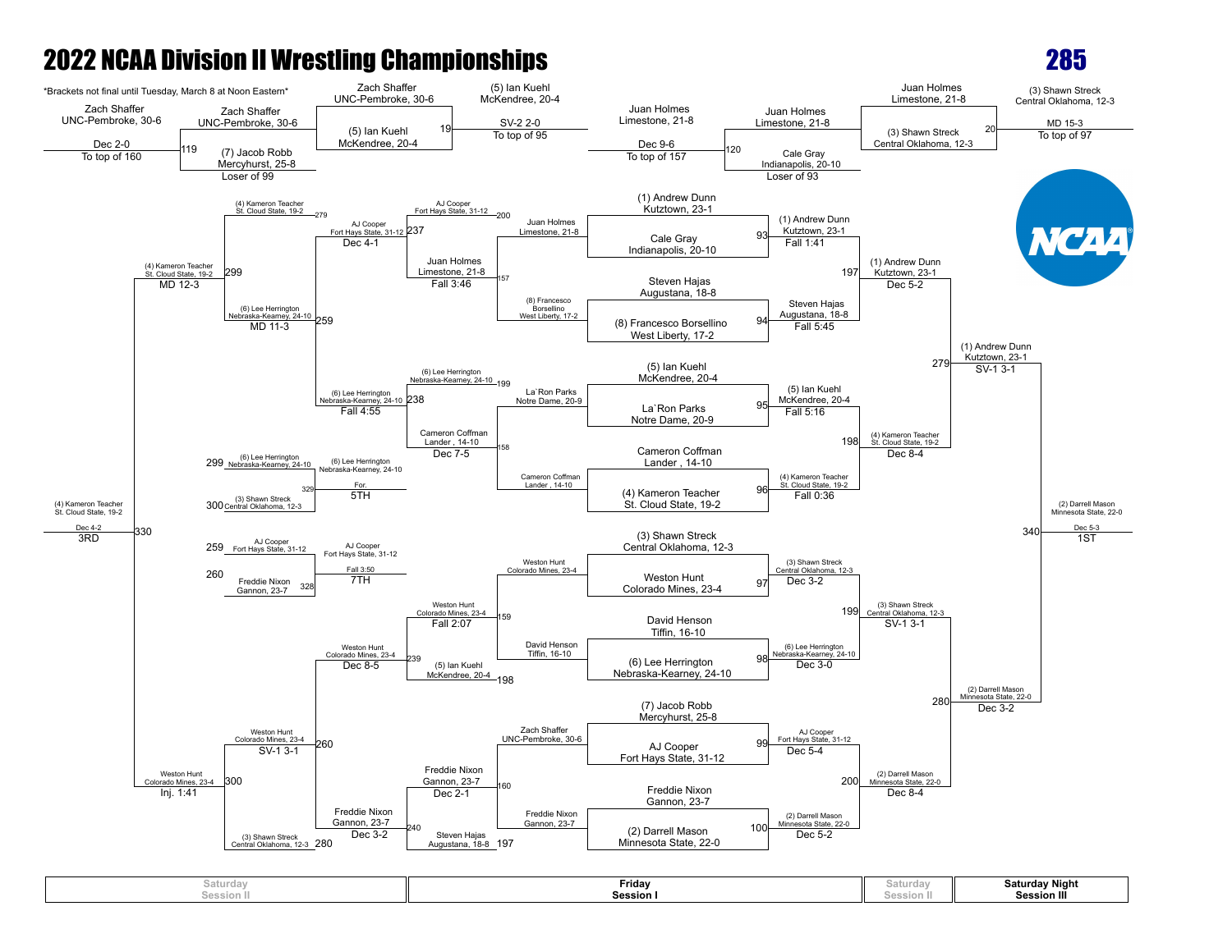# 2022 NCAA Division II Wrestling Championships

## 285

*Brackets not final until Tuesday, March 8 at Noon Eastern*

Zach Shaffer
UNC-Pembroke, 30-6
Dec 2-0
To top of 160

119
Zach Shaffer
UNC-Pembroke, 30-6
(7) Jacob Robb
Mercyhurst, 25-8
Loser of 99

Zach Shaffer
UNC-Pembroke, 30-6
19
(5) Ian Kuehl
McKendree, 20-4

(5) Ian Kuehl
McKendree, 20-4
SV-2 2-0
To top of 95

Juan Holmes
Limestone, 21-8
Dec 9-6
To top of 157

120
Juan Holmes
Limestone, 21-8
Cale Gray
Indianapolis, 20-10
Loser of 93

Juan Holmes
Limestone, 21-8
20
(3) Shawn Streck
Central Oklahoma, 12-3

(3) Shawn Streck
Central Oklahoma, 12-3
MD 15-3
To top of 97

279
(4) Kameron Teacher
St. Cloud State, 19-2

299
(4) Kameron Teacher
St. Cloud State, 19-2
MD 12-3

259
(6) Lee Herrington
Nebraska-Kearney, 24-10
MD 11-3

237
AJ Cooper
Fort Hays State, 31-12
Dec 4-1

200
AJ Cooper
Fort Hays State, 31-12

238
(6) Lee Herrington
Nebraska-Kearney, 24-10
Fall 4:55

157
Juan Holmes
Limestone, 21-8
Fall 3:46

199
(6) Lee Herrington
Nebraska-Kearney, 24-10

158
Cameron Coffman
Lander , 14-10
Dec 7-5

Juan Holmes
Limestone, 21-8
(8) Francesco Borsellino
West Liberty, 17-2

La`Ron Parks
Notre Dame, 20-9
Cameron Coffman
Lander , 14-10

(1) Andrew Dunn
Kutztown, 23-1
93
Cale Gray
Indianapolis, 20-10

Steven Hajas
Augustana, 18-8
94
(8) Francesco Borsellino
West Liberty, 17-2

(5) Ian Kuehl
McKendree, 20-4
95
La`Ron Parks
Notre Dame, 20-9

Cameron Coffman
Lander , 14-10
96
(4) Kameron Teacher
St. Cloud State, 19-2

(1) Andrew Dunn
Kutztown, 23-1
Fall 1:41

Steven Hajas
Augustana, 18-8
Fall 5:45

(5) Ian Kuehl
McKendree, 20-4
Fall 5:16

(4) Kameron Teacher
St. Cloud State, 19-2
Fall 0:36

197
(1) Andrew Dunn
Kutztown, 23-1
Dec 5-2

198
(4) Kameron Teacher
St. Cloud State, 19-2
Dec 8-4

279
(1) Andrew Dunn
Kutztown, 23-1
SV-1 3-1

299
(6) Lee Herrington
Nebraska-Kearney, 24-10
300
(3) Shawn Streck
Central Oklahoma, 12-3
329
(6) Lee Herrington
Nebraska-Kearney, 24-10
For.
5TH

(4) Kameron Teacher
St. Cloud State, 19-2
Dec 4-2
3RD
330

259
AJ Cooper
Fort Hays State, 31-12
260
Freddie Nixon
Gannon, 23-7
328
AJ Cooper
Fort Hays State, 31-12
Fall 3:50
7TH

340
(2) Darrell Mason
Minnesota State, 22-0
Dec 5-3
1ST

(3) Shawn Streck
Central Oklahoma, 12-3
97
Weston Hunt
Colorado Mines, 23-4

David Henson
Tiffin, 16-10
98
(6) Lee Herrington
Nebraska-Kearney, 24-10

(7) Jacob Robb
Mercyhurst, 25-8
99
AJ Cooper
Fort Hays State, 31-12

Freddie Nixon
Gannon, 23-7
100
(2) Darrell Mason
Minnesota State, 22-0

Weston Hunt
Colorado Mines, 23-4
David Henson
Tiffin, 16-10
Zach Shaffer
UNC-Pembroke, 30-6
Freddie Nixon
Gannon, 23-7

159
Weston Hunt
Colorado Mines, 23-4
Fall 2:07

198
(5) Ian Kuehl
McKendree, 20-4

160
Freddie Nixon
Gannon, 23-7
Dec 2-1

197
Steven Hajas
Augustana, 18-8

239
Weston Hunt
Colorado Mines, 23-4
Dec 8-5

240
Freddie Nixon
Gannon, 23-7
Dec 3-2

260
Weston Hunt
Colorado Mines, 23-4
SV-1 3-1

280
(3) Shawn Streck
Central Oklahoma, 12-3

300
Weston Hunt
Colorado Mines, 23-4
Inj. 1:41

(3) Shawn Streck
Central Oklahoma, 12-3
Dec 3-2

(6) Lee Herrington
Nebraska-Kearney, 24-10
Dec 3-0

AJ Cooper
Fort Hays State, 31-12
Dec 5-4

(2) Darrell Mason
Minnesota State, 22-0
Dec 5-2

199
(3) Shawn Streck
Central Oklahoma, 12-3
SV-1 3-1

200
(2) Darrell Mason
Minnesota State, 22-0
Dec 8-4

280
(2) Darrell Mason
Minnesota State, 22-0
Dec 3-2

| Saturday Session II | Friday Session I | Saturday Session II | Saturday Night Session III |
|---|---|---|---|